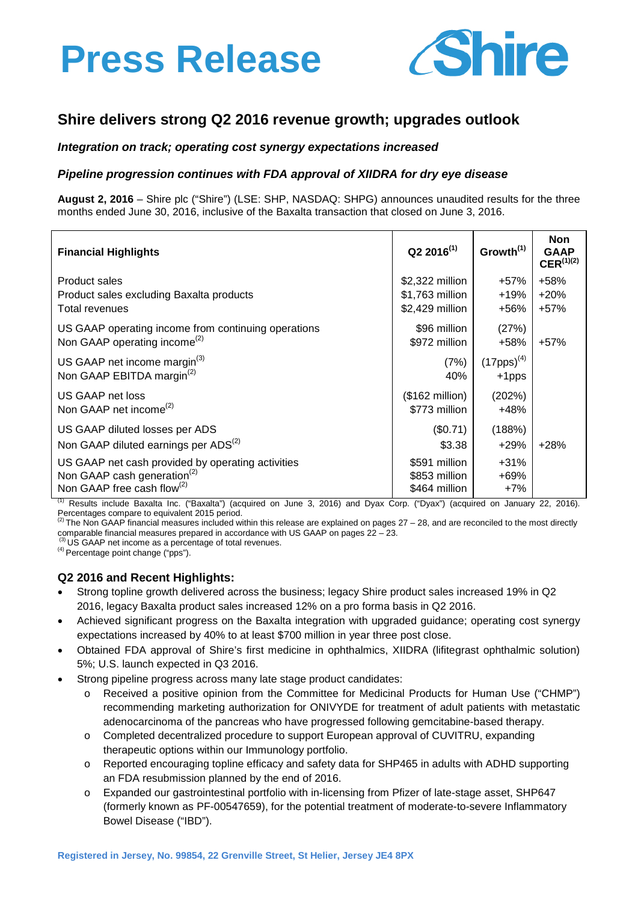# Press Release

## Shire delivers strong Q2 2016 revenue growth; upgrades outlook

***Integration on track; operating cost synergy expectations increased***

***Pipeline progression continues with FDA approval of XIIDRA for dry eye disease***

**August 2, 2016** – Shire plc ("Shire") (LSE: SHP, NASDAQ: SHPG) announces unaudited results for the three months ended June 30, 2016, inclusive of the Baxalta transaction that closed on June 3, 2016.

| Financial Highlights | Q2 2016[1] | Growth[1] | Non GAAP CER[1][2] |
|---|---|---|---|
| Product sales | $2,322 million | +57% | +58% |
| Product sales excluding Baxalta products | $1,763 million | +19% | +20% |
| Total revenues | $2,429 million | +56% | +57% |
| US GAAP operating income from continuing operations | $96 million | (27%) | |
| Non GAAP operating income[2] | $972 million | +58% | +57% |
| US GAAP net income margin[3] | (7%) | (17pps)[4] | |
| Non GAAP EBITDA margin[2] | 40% | +1pps | |
| US GAAP net loss | ($162 million) | (202%) | |
| Non GAAP net income[2] | $773 million | +48% | |
| US GAAP diluted losses per ADS | ($0.71) | (188%) | |
| Non GAAP diluted earnings per ADS[2] | $3.38 | +29% | +28% |
| US GAAP net cash provided by operating activities | $591 million | +31% | |
| Non GAAP cash generation[2] | $853 million | +69% | |
| Non GAAP free cash flow[2] | $464 million | +7% | |

[1] Results include Baxalta Inc. ("Baxalta") (acquired on June 3, 2016) and Dyax Corp. ("Dyax") (acquired on January 22, 2016). Percentages compare to equivalent 2015 period.
[2] The Non GAAP financial measures included within this release are explained on pages 27 – 28, and are reconciled to the most directly comparable financial measures prepared in accordance with US GAAP on pages 22 – 23.
[3] US GAAP net income as a percentage of total revenues.
[4] Percentage point change ("pps").

### Q2 2016 and Recent Highlights:

- Strong topline growth delivered across the business; legacy Shire product sales increased 19% in Q2 2016, legacy Baxalta product sales increased 12% on a pro forma basis in Q2 2016.
- Achieved significant progress on the Baxalta integration with upgraded guidance; operating cost synergy expectations increased by 40% to at least $700 million in year three post close.
- Obtained FDA approval of Shire's first medicine in ophthalmics, XIIDRA (lifitegrast ophthalmic solution) 5%; U.S. launch expected in Q3 2016.
- Strong pipeline progress across many late stage product candidates:
  - Received a positive opinion from the Committee for Medicinal Products for Human Use ("CHMP") recommending marketing authorization for ONIVYDE for treatment of adult patients with metastatic adenocarcinoma of the pancreas who have progressed following gemcitabine-based therapy.
  - Completed decentralized procedure to support European approval of CUVITRU, expanding therapeutic options within our Immunology portfolio.
  - Reported encouraging topline efficacy and safety data for SHP465 in adults with ADHD supporting an FDA resubmission planned by the end of 2016.
  - Expanded our gastrointestinal portfolio with in-licensing from Pfizer of late-stage asset, SHP647 (formerly known as PF-00547659), for the potential treatment of moderate-to-severe Inflammatory Bowel Disease ("IBD").

**Registered in Jersey, No. 99854, 22 Grenville Street, St Helier, Jersey JE4 8PX**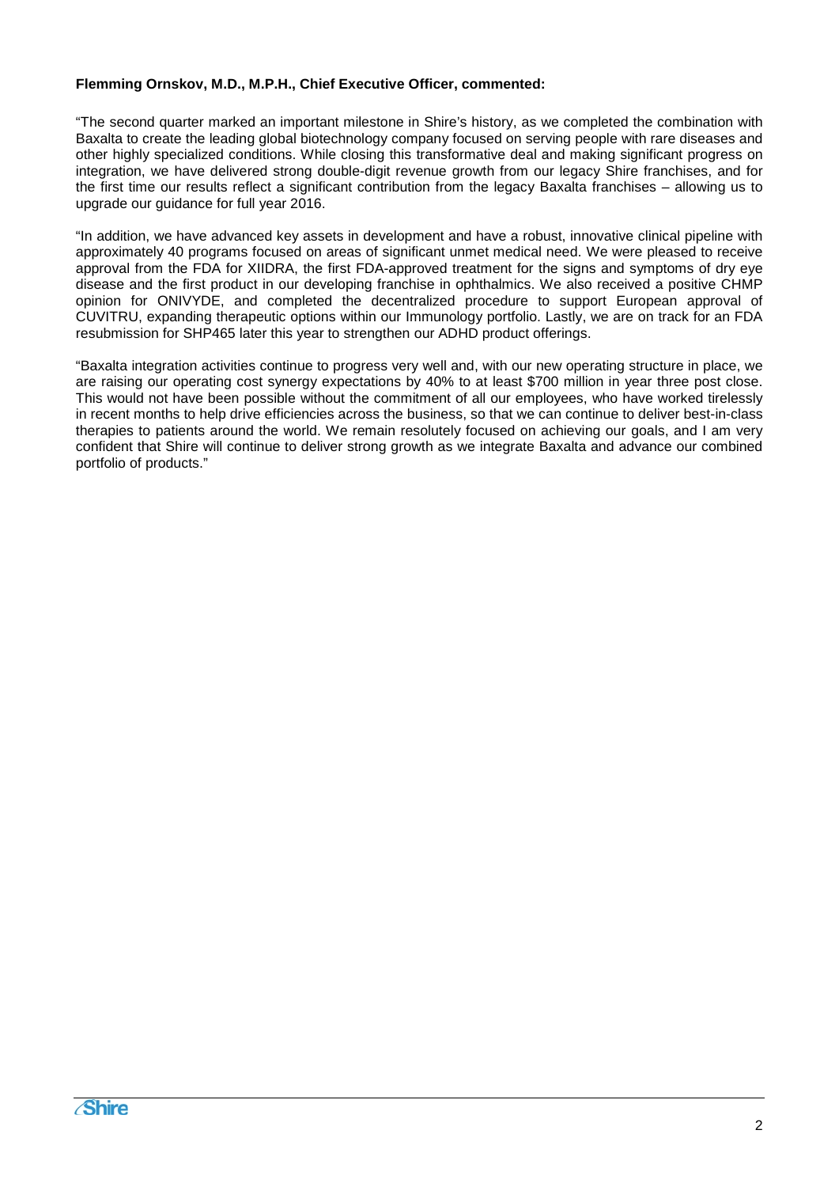**Flemming Ornskov, M.D., M.P.H., Chief Executive Officer, commented:**

"The second quarter marked an important milestone in Shire's history, as we completed the combination with Baxalta to create the leading global biotechnology company focused on serving people with rare diseases and other highly specialized conditions. While closing this transformative deal and making significant progress on integration, we have delivered strong double-digit revenue growth from our legacy Shire franchises, and for the first time our results reflect a significant contribution from the legacy Baxalta franchises – allowing us to upgrade our guidance for full year 2016.

"In addition, we have advanced key assets in development and have a robust, innovative clinical pipeline with approximately 40 programs focused on areas of significant unmet medical need. We were pleased to receive approval from the FDA for XIIDRA, the first FDA-approved treatment for the signs and symptoms of dry eye disease and the first product in our developing franchise in ophthalmics. We also received a positive CHMP opinion for ONIVYDE, and completed the decentralized procedure to support European approval of CUVITRU, expanding therapeutic options within our Immunology portfolio. Lastly, we are on track for an FDA resubmission for SHP465 later this year to strengthen our ADHD product offerings.

"Baxalta integration activities continue to progress very well and, with our new operating structure in place, we are raising our operating cost synergy expectations by 40% to at least $700 million in year three post close. This would not have been possible without the commitment of all our employees, who have worked tirelessly in recent months to help drive efficiencies across the business, so that we can continue to deliver best-in-class therapies to patients around the world. We remain resolutely focused on achieving our goals, and I am very confident that Shire will continue to deliver strong growth as we integrate Baxalta and advance our combined portfolio of products."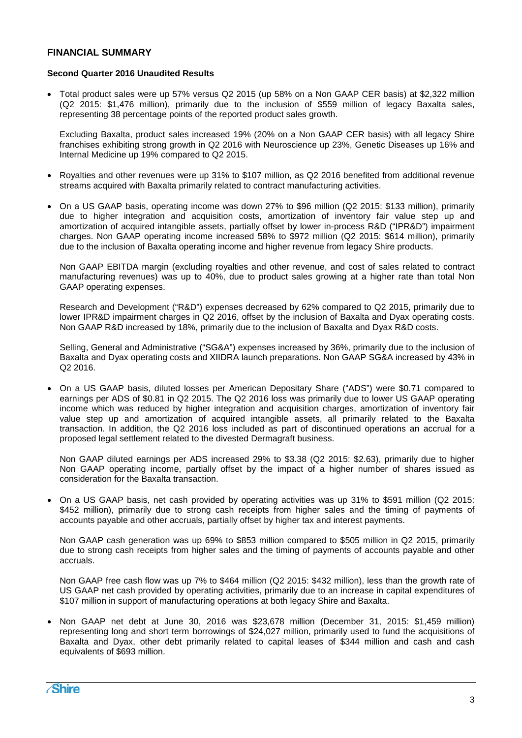## FINANCIAL SUMMARY

### Second Quarter 2016 Unaudited Results

- Total product sales were up 57% versus Q2 2015 (up 58% on a Non GAAP CER basis) at $2,322 million (Q2 2015: $1,476 million), primarily due to the inclusion of $559 million of legacy Baxalta sales, representing 38 percentage points of the reported product sales growth.

  Excluding Baxalta, product sales increased 19% (20% on a Non GAAP CER basis) with all legacy Shire franchises exhibiting strong growth in Q2 2016 with Neuroscience up 23%, Genetic Diseases up 16% and Internal Medicine up 19% compared to Q2 2015.

- Royalties and other revenues were up 31% to $107 million, as Q2 2016 benefited from additional revenue streams acquired with Baxalta primarily related to contract manufacturing activities.

- On a US GAAP basis, operating income was down 27% to $96 million (Q2 2015: $133 million), primarily due to higher integration and acquisition costs, amortization of inventory fair value step up and amortization of acquired intangible assets, partially offset by lower in-process R&D ("IPR&D") impairment charges. Non GAAP operating income increased 58% to $972 million (Q2 2015: $614 million), primarily due to the inclusion of Baxalta operating income and higher revenue from legacy Shire products.

  Non GAAP EBITDA margin (excluding royalties and other revenue, and cost of sales related to contract manufacturing revenues) was up to 40%, due to product sales growing at a higher rate than total Non GAAP operating expenses.

  Research and Development ("R&D") expenses decreased by 62% compared to Q2 2015, primarily due to lower IPR&D impairment charges in Q2 2016, offset by the inclusion of Baxalta and Dyax operating costs. Non GAAP R&D increased by 18%, primarily due to the inclusion of Baxalta and Dyax R&D costs.

  Selling, General and Administrative ("SG&A") expenses increased by 36%, primarily due to the inclusion of Baxalta and Dyax operating costs and XIIDRA launch preparations. Non GAAP SG&A increased by 43% in Q2 2016.

- On a US GAAP basis, diluted losses per American Depositary Share ("ADS") were $0.71 compared to earnings per ADS of $0.81 in Q2 2015. The Q2 2016 loss was primarily due to lower US GAAP operating income which was reduced by higher integration and acquisition charges, amortization of inventory fair value step up and amortization of acquired intangible assets, all primarily related to the Baxalta transaction. In addition, the Q2 2016 loss included as part of discontinued operations an accrual for a proposed legal settlement related to the divested Dermagraft business.

  Non GAAP diluted earnings per ADS increased 29% to $3.38 (Q2 2015: $2.63), primarily due to higher Non GAAP operating income, partially offset by the impact of a higher number of shares issued as consideration for the Baxalta transaction.

- On a US GAAP basis, net cash provided by operating activities was up 31% to $591 million (Q2 2015: $452 million), primarily due to strong cash receipts from higher sales and the timing of payments of accounts payable and other accruals, partially offset by higher tax and interest payments.

  Non GAAP cash generation was up 69% to $853 million compared to $505 million in Q2 2015, primarily due to strong cash receipts from higher sales and the timing of payments of accounts payable and other accruals.

  Non GAAP free cash flow was up 7% to $464 million (Q2 2015: $432 million), less than the growth rate of US GAAP net cash provided by operating activities, primarily due to an increase in capital expenditures of $107 million in support of manufacturing operations at both legacy Shire and Baxalta.

- Non GAAP net debt at June 30, 2016 was $23,678 million (December 31, 2015: $1,459 million) representing long and short term borrowings of $24,027 million, primarily used to fund the acquisitions of Baxalta and Dyax, other debt primarily related to capital leases of $344 million and cash and cash equivalents of $693 million.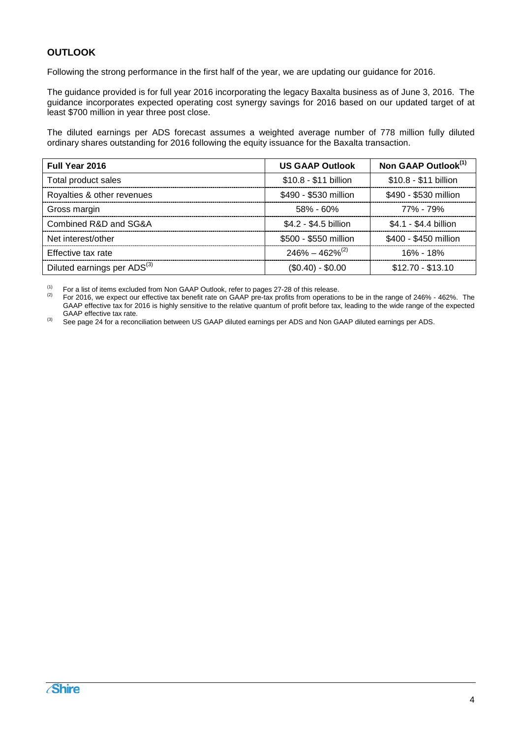## OUTLOOK

Following the strong performance in the first half of the year, we are updating our guidance for 2016.

The guidance provided is for full year 2016 incorporating the legacy Baxalta business as of June 3, 2016. The guidance incorporates expected operating cost synergy savings for 2016 based on our updated target of at least $700 million in year three post close.

The diluted earnings per ADS forecast assumes a weighted average number of 778 million fully diluted ordinary shares outstanding for 2016 following the equity issuance for the Baxalta transaction.

| Full Year 2016 | US GAAP Outlook | Non GAAP Outlook[1] |
|---|---|---|
| Total product sales | $10.8 - $11 billion | $10.8 - $11 billion |
| Royalties & other revenues | $490 - $530 million | $490 - $530 million |
| Gross margin | 58% - 60% | 77% - 79% |
| Combined R&D and SG&A | $4.2 - $4.5 billion | $4.1 - $4.4 billion |
| Net interest/other | $500 - $550 million | $400 - $450 million |
| Effective tax rate | 246% – 462%[2] | 16% - 18% |
| Diluted earnings per ADS[3] | ($0.40) - $0.00 | $12.70 - $13.10 |

[1] For a list of items excluded from Non GAAP Outlook, refer to pages 27-28 of this release.

[2] For 2016, we expect our effective tax benefit rate on GAAP pre-tax profits from operations to be in the range of 246% - 462%. The GAAP effective tax for 2016 is highly sensitive to the relative quantum of profit before tax, leading to the wide range of the expected GAAP effective tax rate.

[3] See page 24 for a reconciliation between US GAAP diluted earnings per ADS and Non GAAP diluted earnings per ADS.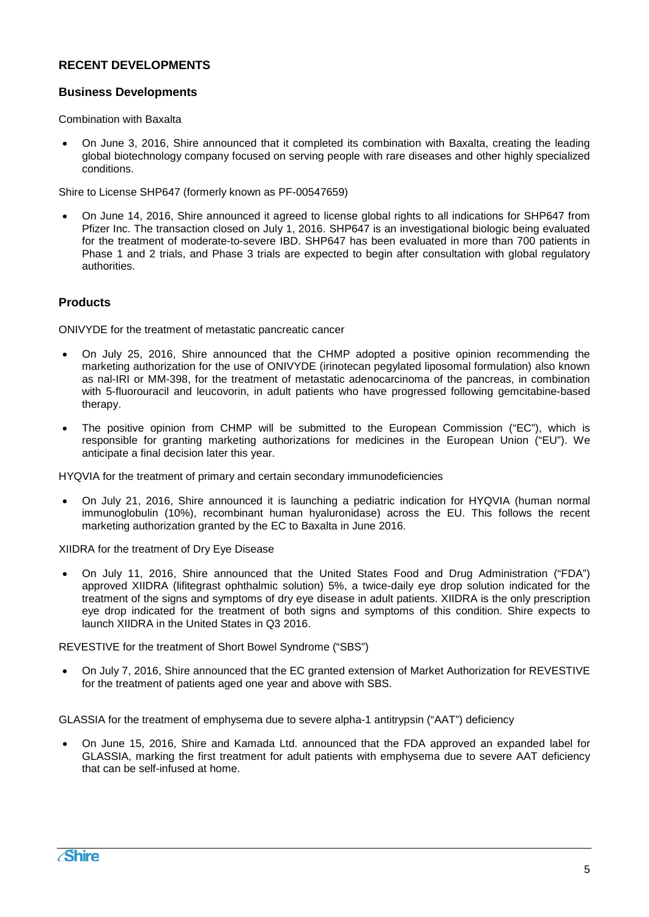## RECENT DEVELOPMENTS

### Business Developments

Combination with Baxalta

- On June 3, 2016, Shire announced that it completed its combination with Baxalta, creating the leading global biotechnology company focused on serving people with rare diseases and other highly specialized conditions.

Shire to License SHP647 (formerly known as PF-00547659)

- On June 14, 2016, Shire announced it agreed to license global rights to all indications for SHP647 from Pfizer Inc. The transaction closed on July 1, 2016. SHP647 is an investigational biologic being evaluated for the treatment of moderate-to-severe IBD. SHP647 has been evaluated in more than 700 patients in Phase 1 and 2 trials, and Phase 3 trials are expected to begin after consultation with global regulatory authorities.

### Products

ONIVYDE for the treatment of metastatic pancreatic cancer

- On July 25, 2016, Shire announced that the CHMP adopted a positive opinion recommending the marketing authorization for the use of ONIVYDE (irinotecan pegylated liposomal formulation) also known as nal-IRI or MM-398, for the treatment of metastatic adenocarcinoma of the pancreas, in combination with 5-fluorouracil and leucovorin, in adult patients who have progressed following gemcitabine-based therapy.

- The positive opinion from CHMP will be submitted to the European Commission ("EC"), which is responsible for granting marketing authorizations for medicines in the European Union ("EU"). We anticipate a final decision later this year.

HYQVIA for the treatment of primary and certain secondary immunodeficiencies

- On July 21, 2016, Shire announced it is launching a pediatric indication for HYQVIA (human normal immunoglobulin (10%), recombinant human hyaluronidase) across the EU. This follows the recent marketing authorization granted by the EC to Baxalta in June 2016.

XIIDRA for the treatment of Dry Eye Disease

- On July 11, 2016, Shire announced that the United States Food and Drug Administration ("FDA") approved XIIDRA (lifitegrast ophthalmic solution) 5%, a twice-daily eye drop solution indicated for the treatment of the signs and symptoms of dry eye disease in adult patients. XIIDRA is the only prescription eye drop indicated for the treatment of both signs and symptoms of this condition. Shire expects to launch XIIDRA in the United States in Q3 2016.

REVESTIVE for the treatment of Short Bowel Syndrome ("SBS")

- On July 7, 2016, Shire announced that the EC granted extension of Market Authorization for REVESTIVE for the treatment of patients aged one year and above with SBS.

GLASSIA for the treatment of emphysema due to severe alpha-1 antitrypsin ("AAT") deficiency

- On June 15, 2016, Shire and Kamada Ltd. announced that the FDA approved an expanded label for GLASSIA, marking the first treatment for adult patients with emphysema due to severe AAT deficiency that can be self-infused at home.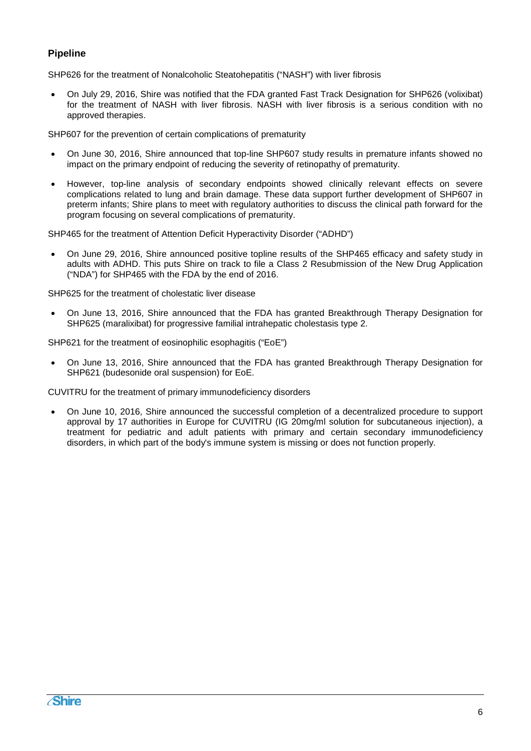## Pipeline

SHP626 for the treatment of Nonalcoholic Steatohepatitis ("NASH") with liver fibrosis

- On July 29, 2016, Shire was notified that the FDA granted Fast Track Designation for SHP626 (volixibat) for the treatment of NASH with liver fibrosis. NASH with liver fibrosis is a serious condition with no approved therapies.

SHP607 for the prevention of certain complications of prematurity

- On June 30, 2016, Shire announced that top-line SHP607 study results in premature infants showed no impact on the primary endpoint of reducing the severity of retinopathy of prematurity.
- However, top-line analysis of secondary endpoints showed clinically relevant effects on severe complications related to lung and brain damage. These data support further development of SHP607 in preterm infants; Shire plans to meet with regulatory authorities to discuss the clinical path forward for the program focusing on several complications of prematurity.

SHP465 for the treatment of Attention Deficit Hyperactivity Disorder ("ADHD")

- On June 29, 2016, Shire announced positive topline results of the SHP465 efficacy and safety study in adults with ADHD. This puts Shire on track to file a Class 2 Resubmission of the New Drug Application ("NDA") for SHP465 with the FDA by the end of 2016.

SHP625 for the treatment of cholestatic liver disease

- On June 13, 2016, Shire announced that the FDA has granted Breakthrough Therapy Designation for SHP625 (maralixibat) for progressive familial intrahepatic cholestasis type 2.

SHP621 for the treatment of eosinophilic esophagitis ("EoE")

- On June 13, 2016, Shire announced that the FDA has granted Breakthrough Therapy Designation for SHP621 (budesonide oral suspension) for EoE.

CUVITRU for the treatment of primary immunodeficiency disorders

- On June 10, 2016, Shire announced the successful completion of a decentralized procedure to support approval by 17 authorities in Europe for CUVITRU (IG 20mg/ml solution for subcutaneous injection), a treatment for pediatric and adult patients with primary and certain secondary immunodeficiency disorders, in which part of the body's immune system is missing or does not function properly.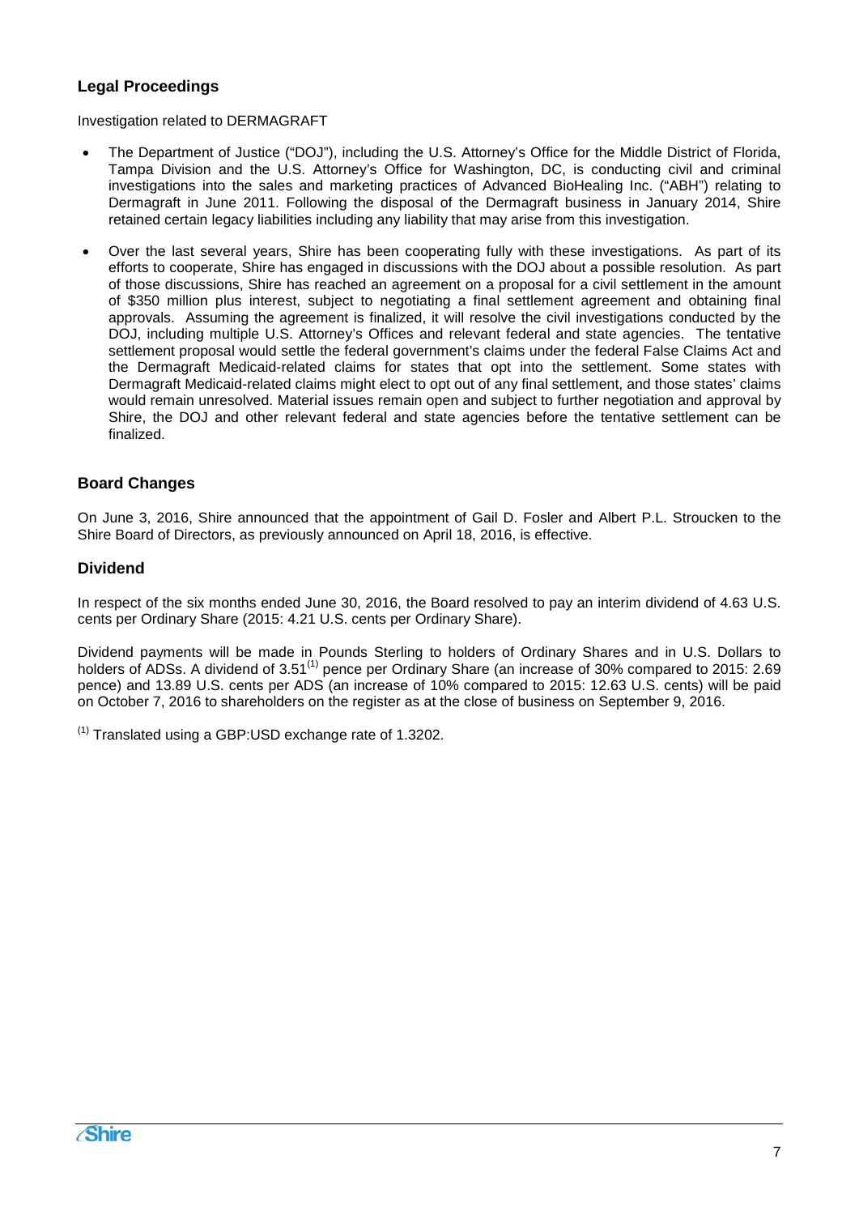## Legal Proceedings

Investigation related to DERMAGRAFT

- The Department of Justice ("DOJ"), including the U.S. Attorney's Office for the Middle District of Florida, Tampa Division and the U.S. Attorney's Office for Washington, DC, is conducting civil and criminal investigations into the sales and marketing practices of Advanced BioHealing Inc. ("ABH") relating to Dermagraft in June 2011. Following the disposal of the Dermagraft business in January 2014, Shire retained certain legacy liabilities including any liability that may arise from this investigation.
- Over the last several years, Shire has been cooperating fully with these investigations. As part of its efforts to cooperate, Shire has engaged in discussions with the DOJ about a possible resolution. As part of those discussions, Shire has reached an agreement on a proposal for a civil settlement in the amount of $350 million plus interest, subject to negotiating a final settlement agreement and obtaining final approvals. Assuming the agreement is finalized, it will resolve the civil investigations conducted by the DOJ, including multiple U.S. Attorney's Offices and relevant federal and state agencies. The tentative settlement proposal would settle the federal government's claims under the federal False Claims Act and the Dermagraft Medicaid-related claims for states that opt into the settlement. Some states with Dermagraft Medicaid-related claims might elect to opt out of any final settlement, and those states' claims would remain unresolved. Material issues remain open and subject to further negotiation and approval by Shire, the DOJ and other relevant federal and state agencies before the tentative settlement can be finalized.

## Board Changes

On June 3, 2016, Shire announced that the appointment of Gail D. Fosler and Albert P.L. Stroucken to the Shire Board of Directors, as previously announced on April 18, 2016, is effective.

## Dividend

In respect of the six months ended June 30, 2016, the Board resolved to pay an interim dividend of 4.63 U.S. cents per Ordinary Share (2015: 4.21 U.S. cents per Ordinary Share).

Dividend payments will be made in Pounds Sterling to holders of Ordinary Shares and in U.S. Dollars to holders of ADSs. A dividend of 3.51[(1)] pence per Ordinary Share (an increase of 30% compared to 2015: 2.69 pence) and 13.89 U.S. cents per ADS (an increase of 10% compared to 2015: 12.63 U.S. cents) will be paid on October 7, 2016 to shareholders on the register as at the close of business on September 9, 2016.

[(1)] Translated using a GBP:USD exchange rate of 1.3202.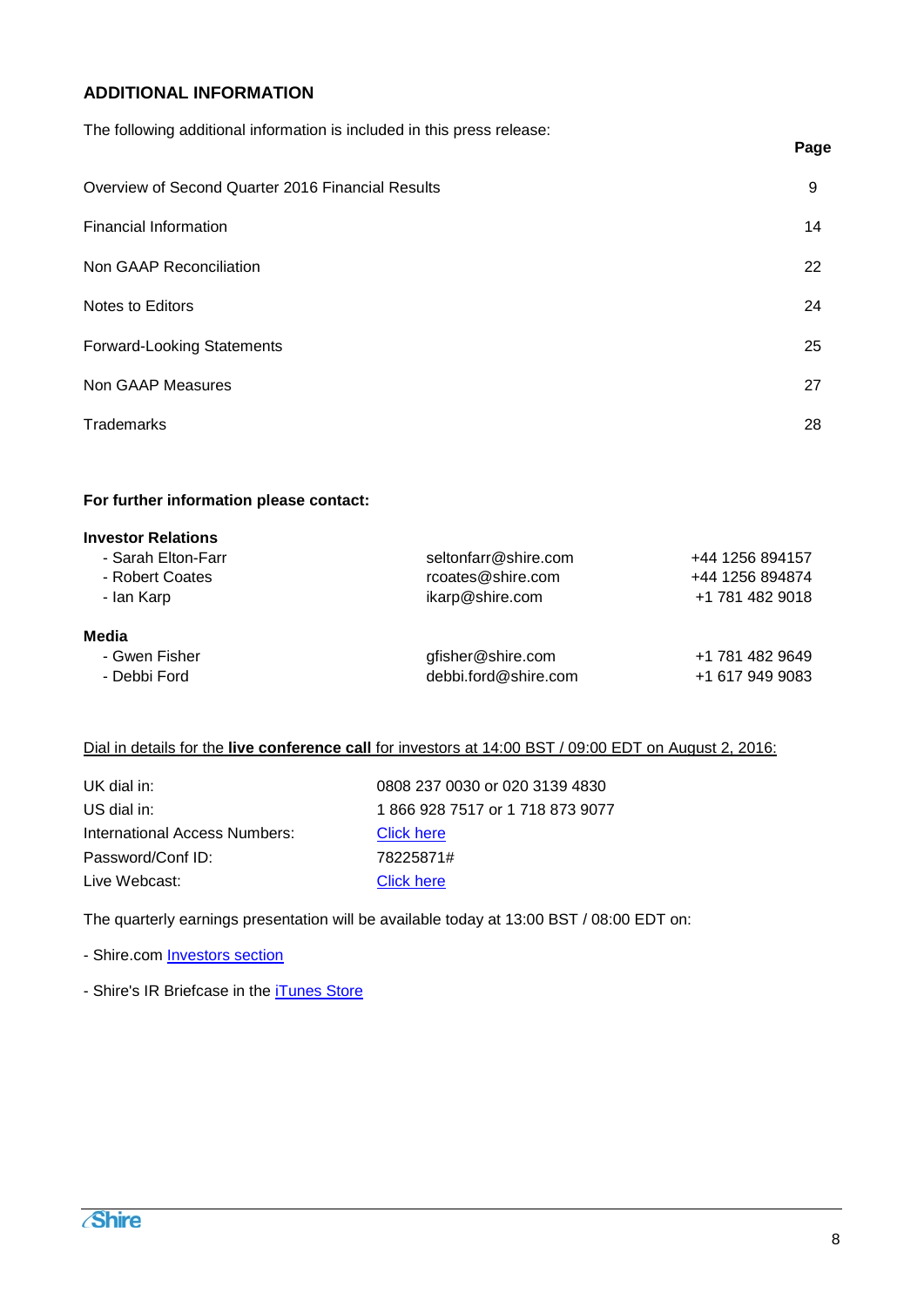## ADDITIONAL INFORMATION

The following additional information is included in this press release:

| | Page |
|---|---|
| Overview of Second Quarter 2016 Financial Results | 9 |
| Financial Information | 14 |
| Non GAAP Reconciliation | 22 |
| Notes to Editors | 24 |
| Forward-Looking Statements | 25 |
| Non GAAP Measures | 27 |
| Trademarks | 28 |

**For further information please contact:**

| **Investor Relations** | | |
|---|---|---|
| - Sarah Elton-Farr | seltonfarr@shire.com | +44 1256 894157 |
| - Robert Coates | rcoates@shire.com | +44 1256 894874 |
| - Ian Karp | ikarp@shire.com | +1 781 482 9018 |
| **Media** | | |
| - Gwen Fisher | gfisher@shire.com | +1 781 482 9649 |
| - Debbi Ford | debbi.ford@shire.com | +1 617 949 9083 |

Dial in details for the **live conference call** for investors at 14:00 BST / 09:00 EDT on August 2, 2016:

| | |
|---|---|
| UK dial in: | 0808 237 0030 or 020 3139 4830 |
| US dial in: | 1 866 928 7517 or 1 718 873 9077 |
| International Access Numbers: | Click here |
| Password/Conf ID: | 78225871# |
| Live Webcast: | Click here |

The quarterly earnings presentation will be available today at 13:00 BST / 08:00 EDT on:

- Shire.com Investors section

- Shire's IR Briefcase in the iTunes Store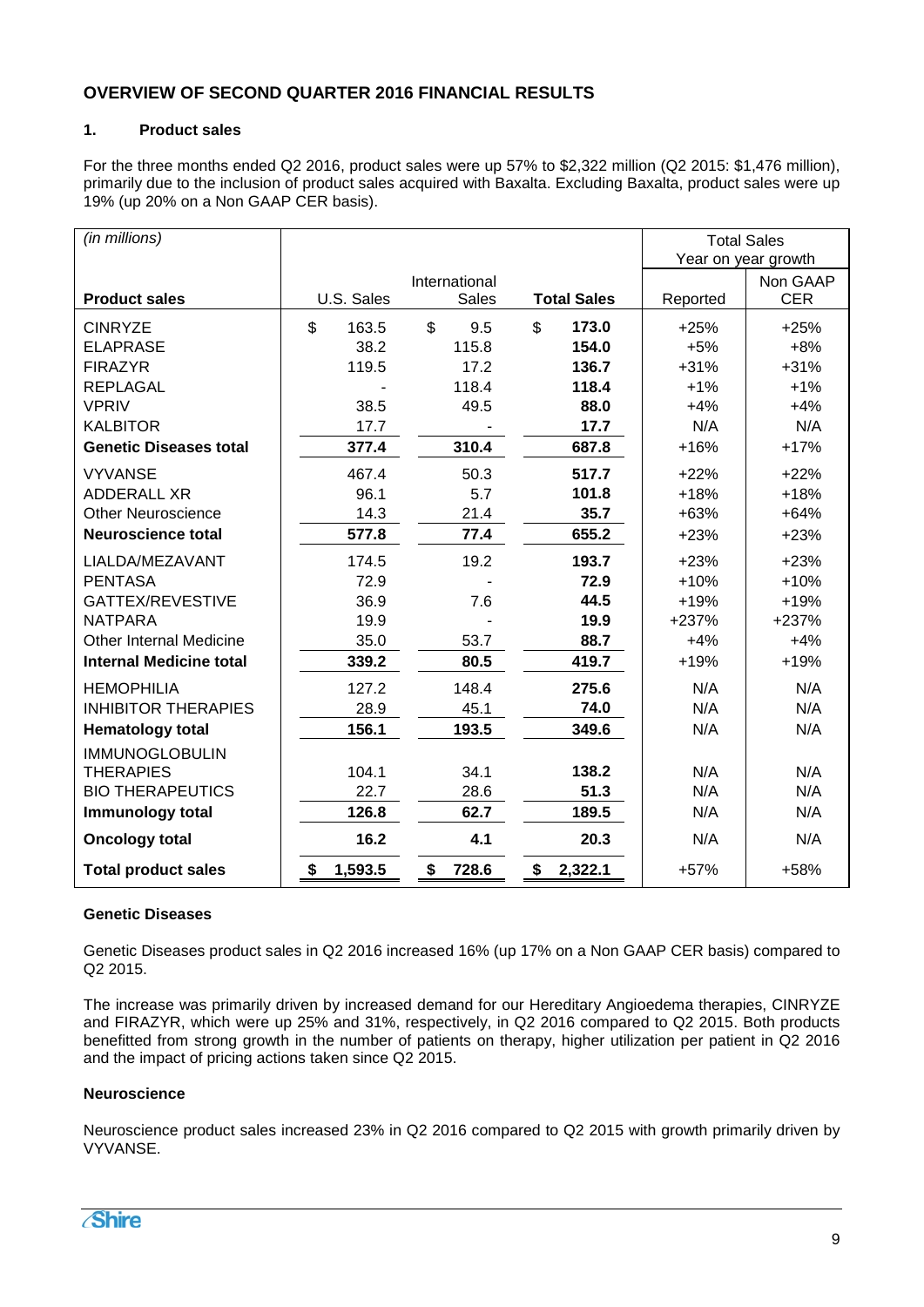## OVERVIEW OF SECOND QUARTER 2016 FINANCIAL RESULTS

### 1. Product sales

For the three months ended Q2 2016, product sales were up 57% to $2,322 million (Q2 2015: $1,476 million), primarily due to the inclusion of product sales acquired with Baxalta. Excluding Baxalta, product sales were up 19% (up 20% on a Non GAAP CER basis).

| *(in millions)* | | | | Total Sales Year on year growth | |
|---|---|---|---|---|---|
| **Product sales** | U.S. Sales | International Sales | **Total Sales** | Reported | Non GAAP CER |
| CINRYZE | $ 163.5 | $ 9.5 | **$ 173.0** | +25% | +25% |
| ELAPRASE | 38.2 | 115.8 | **154.0** | +5% | +8% |
| FIRAZYR | 119.5 | 17.2 | **136.7** | +31% | +31% |
| REPLAGAL | - | 118.4 | **118.4** | +1% | +1% |
| VPRIV | 38.5 | 49.5 | **88.0** | +4% | +4% |
| KALBITOR | 17.7 | - | **17.7** | N/A | N/A |
| **Genetic Diseases total** | **377.4** | **310.4** | **687.8** | +16% | +17% |
| VYVANSE | 467.4 | 50.3 | **517.7** | +22% | +22% |
| ADDERALL XR | 96.1 | 5.7 | **101.8** | +18% | +18% |
| Other Neuroscience | 14.3 | 21.4 | **35.7** | +63% | +64% |
| **Neuroscience total** | **577.8** | **77.4** | **655.2** | +23% | +23% |
| LIALDA/MEZAVANT | 174.5 | 19.2 | **193.7** | +23% | +23% |
| PENTASA | 72.9 | - | **72.9** | +10% | +10% |
| GATTEX/REVESTIVE | 36.9 | 7.6 | **44.5** | +19% | +19% |
| NATPARA | 19.9 | - | **19.9** | +237% | +237% |
| Other Internal Medicine | 35.0 | 53.7 | **88.7** | +4% | +4% |
| **Internal Medicine total** | **339.2** | **80.5** | **419.7** | +19% | +19% |
| HEMOPHILIA | 127.2 | 148.4 | **275.6** | N/A | N/A |
| INHIBITOR THERAPIES | 28.9 | 45.1 | **74.0** | N/A | N/A |
| **Hematology total** | **156.1** | **193.5** | **349.6** | N/A | N/A |
| IMMUNOGLOBULIN THERAPIES | 104.1 | 34.1 | **138.2** | N/A | N/A |
| BIO THERAPEUTICS | 22.7 | 28.6 | **51.3** | N/A | N/A |
| **Immunology total** | **126.8** | **62.7** | **189.5** | N/A | N/A |
| **Oncology total** | **16.2** | **4.1** | **20.3** | N/A | N/A |
| **Total product sales** | **$ 1,593.5** | **$ 728.6** | **$ 2,322.1** | +57% | +58% |

**Genetic Diseases**

Genetic Diseases product sales in Q2 2016 increased 16% (up 17% on a Non GAAP CER basis) compared to Q2 2015.

The increase was primarily driven by increased demand for our Hereditary Angioedema therapies, CINRYZE and FIRAZYR, which were up 25% and 31%, respectively, in Q2 2016 compared to Q2 2015. Both products benefitted from strong growth in the number of patients on therapy, higher utilization per patient in Q2 2016 and the impact of pricing actions taken since Q2 2015.

**Neuroscience**

Neuroscience product sales increased 23% in Q2 2016 compared to Q2 2015 with growth primarily driven by VYVANSE.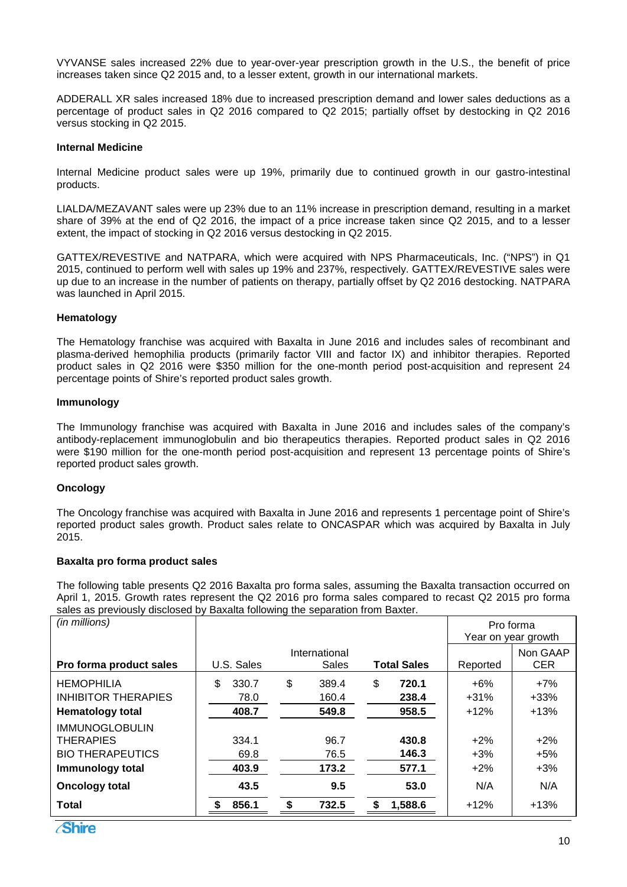VYVANSE sales increased 22% due to year-over-year prescription growth in the U.S., the benefit of price increases taken since Q2 2015 and, to a lesser extent, growth in our international markets.

ADDERALL XR sales increased 18% due to increased prescription demand and lower sales deductions as a percentage of product sales in Q2 2016 compared to Q2 2015; partially offset by destocking in Q2 2016 versus stocking in Q2 2015.

**Internal Medicine**

Internal Medicine product sales were up 19%, primarily due to continued growth in our gastro-intestinal products.

LIALDA/MEZAVANT sales were up 23% due to an 11% increase in prescription demand, resulting in a market share of 39% at the end of Q2 2016, the impact of a price increase taken since Q2 2015, and to a lesser extent, the impact of stocking in Q2 2016 versus destocking in Q2 2015.

GATTEX/REVESTIVE and NATPARA, which were acquired with NPS Pharmaceuticals, Inc. ("NPS") in Q1 2015, continued to perform well with sales up 19% and 237%, respectively. GATTEX/REVESTIVE sales were up due to an increase in the number of patients on therapy, partially offset by Q2 2016 destocking. NATPARA was launched in April 2015.

**Hematology**

The Hematology franchise was acquired with Baxalta in June 2016 and includes sales of recombinant and plasma-derived hemophilia products (primarily factor VIII and factor IX) and inhibitor therapies. Reported product sales in Q2 2016 were $350 million for the one-month period post-acquisition and represent 24 percentage points of Shire's reported product sales growth.

**Immunology**

The Immunology franchise was acquired with Baxalta in June 2016 and includes sales of the company's antibody-replacement immunoglobulin and bio therapeutics therapies. Reported product sales in Q2 2016 were $190 million for the one-month period post-acquisition and represent 13 percentage points of Shire's reported product sales growth.

**Oncology**

The Oncology franchise was acquired with Baxalta in June 2016 and represents 1 percentage point of Shire's reported product sales growth. Product sales relate to ONCASPAR which was acquired by Baxalta in July 2015.

**Baxalta pro forma product sales**

The following table presents Q2 2016 Baxalta pro forma sales, assuming the Baxalta transaction occurred on April 1, 2015. Growth rates represent the Q2 2016 pro forma sales compared to recast Q2 2015 pro forma sales as previously disclosed by Baxalta following the separation from Baxter.

| *(in millions)* | | | | Pro forma Year on year growth | |
|---|---|---|---|---|---|
| **Pro forma product sales** | U.S. Sales | International Sales | **Total Sales** | Reported | Non GAAP CER |
| HEMOPHILIA | $ 330.7 | $ 389.4 | $ **720.1** | +6% | +7% |
| INHIBITOR THERAPIES | 78.0 | 160.4 | **238.4** | +31% | +33% |
| **Hematology total** | **408.7** | **549.8** | **958.5** | +12% | +13% |
| IMMUNOGLOBULIN THERAPIES | 334.1 | 96.7 | **430.8** | +2% | +2% |
| BIO THERAPEUTICS | 69.8 | 76.5 | **146.3** | +3% | +5% |
| **Immunology total** | **403.9** | **173.2** | **577.1** | +2% | +3% |
| **Oncology total** | **43.5** | **9.5** | **53.0** | N/A | N/A |
| **Total** | **$ 856.1** | **$ 732.5** | **$ 1,588.6** | +12% | +13% |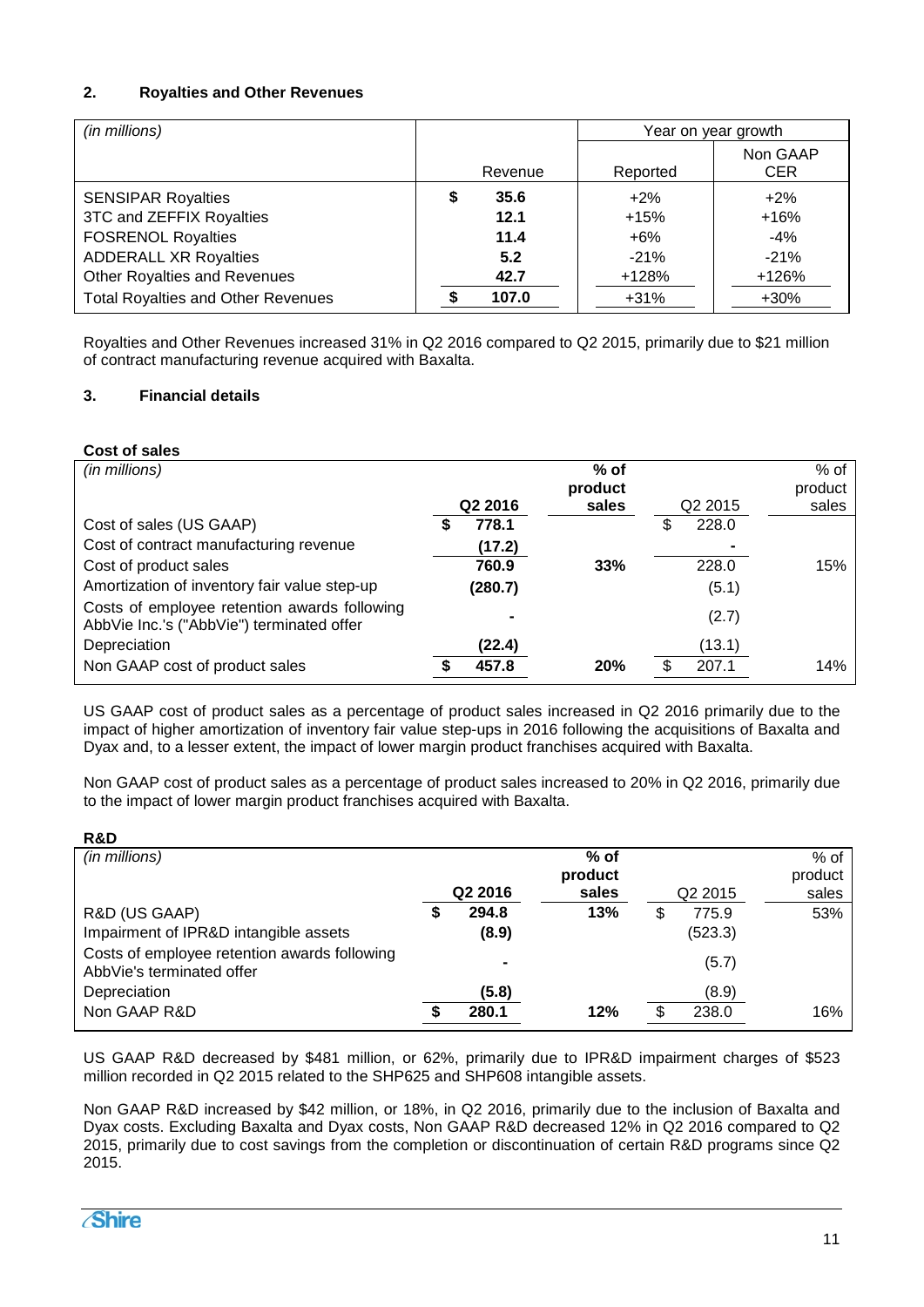## 2. Royalties and Other Revenues

| *(in millions)* | | Year on year growth | |
|---|---|---|---|
| | Revenue | Reported | Non GAAP CER |
| SENSIPAR Royalties | $ 35.6 | +2% | +2% |
| 3TC and ZEFFIX Royalties | 12.1 | +15% | +16% |
| FOSRENOL Royalties | 11.4 | +6% | -4% |
| ADDERALL XR Royalties | 5.2 | -21% | -21% |
| Other Royalties and Revenues | 42.7 | +128% | +126% |
| Total Royalties and Other Revenues | $ 107.0 | +31% | +30% |

Royalties and Other Revenues increased 31% in Q2 2016 compared to Q2 2015, primarily due to $21 million of contract manufacturing revenue acquired with Baxalta.

## 3. Financial details

**Cost of sales**

| *(in millions)* | Q2 2016 | % of product sales | Q2 2015 | % of product sales |
|---|---|---|---|---|
| Cost of sales (US GAAP) | $ 778.1 | | $ 228.0 | |
| Cost of contract manufacturing revenue | (17.2) | | - | |
| Cost of product sales | 760.9 | 33% | 228.0 | 15% |
| Amortization of inventory fair value step-up | (280.7) | | (5.1) | |
| Costs of employee retention awards following AbbVie Inc.'s ("AbbVie") terminated offer | - | | (2.7) | |
| Depreciation | (22.4) | | (13.1) | |
| Non GAAP cost of product sales | $ 457.8 | 20% | $ 207.1 | 14% |

US GAAP cost of product sales as a percentage of product sales increased in Q2 2016 primarily due to the impact of higher amortization of inventory fair value step-ups in 2016 following the acquisitions of Baxalta and Dyax and, to a lesser extent, the impact of lower margin product franchises acquired with Baxalta.

Non GAAP cost of product sales as a percentage of product sales increased to 20% in Q2 2016, primarily due to the impact of lower margin product franchises acquired with Baxalta.

**R&D**

| *(in millions)* | Q2 2016 | % of product sales | Q2 2015 | % of product sales |
|---|---|---|---|---|
| R&D (US GAAP) | $ 294.8 | 13% | $ 775.9 | 53% |
| Impairment of IPR&D intangible assets | (8.9) | | (523.3) | |
| Costs of employee retention awards following AbbVie's terminated offer | - | | (5.7) | |
| Depreciation | (5.8) | | (8.9) | |
| Non GAAP R&D | $ 280.1 | 12% | $ 238.0 | 16% |

US GAAP R&D decreased by $481 million, or 62%, primarily due to IPR&D impairment charges of $523 million recorded in Q2 2015 related to the SHP625 and SHP608 intangible assets.

Non GAAP R&D increased by $42 million, or 18%, in Q2 2016, primarily due to the inclusion of Baxalta and Dyax costs. Excluding Baxalta and Dyax costs, Non GAAP R&D decreased 12% in Q2 2016 compared to Q2 2015, primarily due to cost savings from the completion or discontinuation of certain R&D programs since Q2 2015.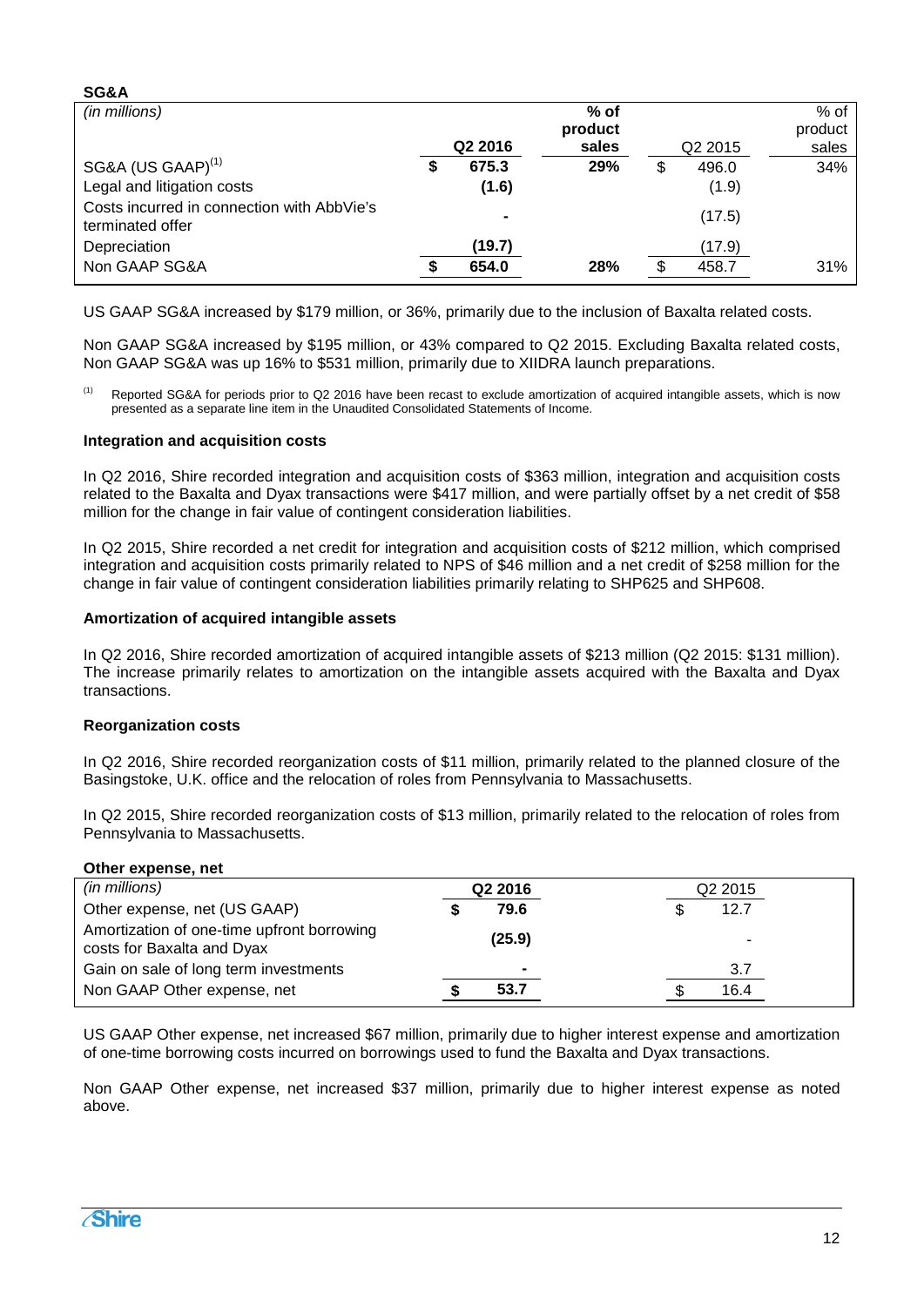**SG&A**

| *(in millions)* | Q2 2016 | % of product sales | Q2 2015 | % of product sales |
|---|---|---|---|---|
| SG&A (US GAAP)[1] | $ 675.3 | 29% | $ 496.0 | 34% |
| Legal and litigation costs | (1.6) | | (1.9) | |
| Costs incurred in connection with AbbVie's terminated offer | - | | (17.5) | |
| Depreciation | (19.7) | | (17.9) | |
| Non GAAP SG&A | $ 654.0 | 28% | $ 458.7 | 31% |

US GAAP SG&A increased by $179 million, or 36%, primarily due to the inclusion of Baxalta related costs.

Non GAAP SG&A increased by $195 million, or 43% compared to Q2 2015. Excluding Baxalta related costs, Non GAAP SG&A was up 16% to $531 million, primarily due to XIIDRA launch preparations.

(1) Reported SG&A for periods prior to Q2 2016 have been recast to exclude amortization of acquired intangible assets, which is now presented as a separate line item in the Unaudited Consolidated Statements of Income.

**Integration and acquisition costs**

In Q2 2016, Shire recorded integration and acquisition costs of $363 million, integration and acquisition costs related to the Baxalta and Dyax transactions were $417 million, and were partially offset by a net credit of $58 million for the change in fair value of contingent consideration liabilities.

In Q2 2015, Shire recorded a net credit for integration and acquisition costs of $212 million, which comprised integration and acquisition costs primarily related to NPS of $46 million and a net credit of $258 million for the change in fair value of contingent consideration liabilities primarily relating to SHP625 and SHP608.

**Amortization of acquired intangible assets**

In Q2 2016, Shire recorded amortization of acquired intangible assets of $213 million (Q2 2015: $131 million). The increase primarily relates to amortization on the intangible assets acquired with the Baxalta and Dyax transactions.

**Reorganization costs**

In Q2 2016, Shire recorded reorganization costs of $11 million, primarily related to the planned closure of the Basingstoke, U.K. office and the relocation of roles from Pennsylvania to Massachusetts.

In Q2 2015, Shire recorded reorganization costs of $13 million, primarily related to the relocation of roles from Pennsylvania to Massachusetts.

**Other expense, net**

| *(in millions)* | Q2 2016 | Q2 2015 |
|---|---|---|
| Other expense, net (US GAAP) | $ 79.6 | $ 12.7 |
| Amortization of one-time upfront borrowing costs for Baxalta and Dyax | (25.9) | - |
| Gain on sale of long term investments | - | 3.7 |
| Non GAAP Other expense, net | $ 53.7 | $ 16.4 |

US GAAP Other expense, net increased $67 million, primarily due to higher interest expense and amortization of one-time borrowing costs incurred on borrowings used to fund the Baxalta and Dyax transactions.

Non GAAP Other expense, net increased $37 million, primarily due to higher interest expense as noted above.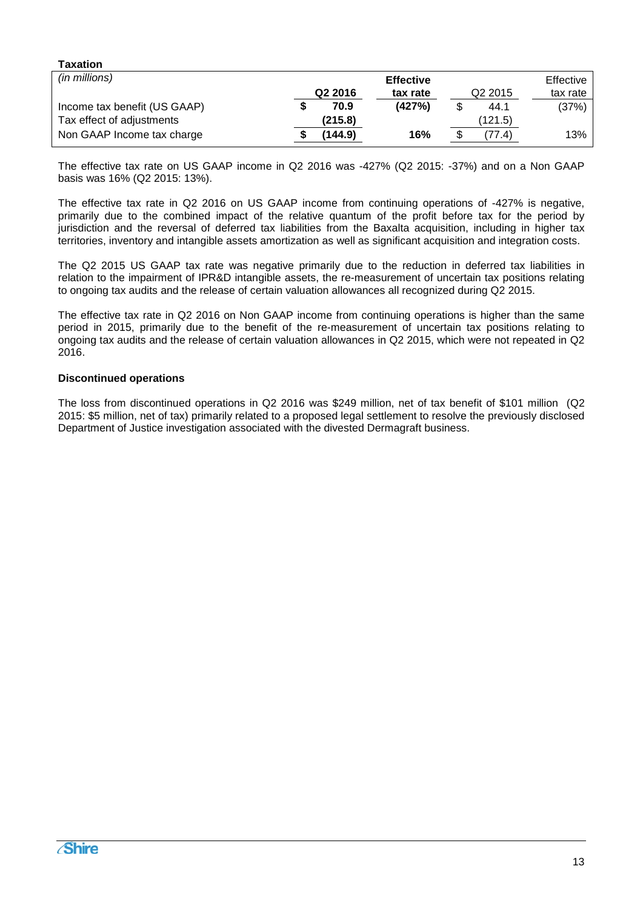**Taxation**

| *(in millions)* | Q2 2016 | Effective tax rate | Q2 2015 | Effective tax rate |
|---|---|---|---|---|
| Income tax benefit (US GAAP) | $ 70.9 | (427%) | $ 44.1 | (37%) |
| Tax effect of adjustments | (215.8) | | (121.5) | |
| Non GAAP Income tax charge | $ (144.9) | 16% | $ (77.4) | 13% |

The effective tax rate on US GAAP income in Q2 2016 was -427% (Q2 2015: -37%) and on a Non GAAP basis was 16% (Q2 2015: 13%).

The effective tax rate in Q2 2016 on US GAAP income from continuing operations of -427% is negative, primarily due to the combined impact of the relative quantum of the profit before tax for the period by jurisdiction and the reversal of deferred tax liabilities from the Baxalta acquisition, including in higher tax territories, inventory and intangible assets amortization as well as significant acquisition and integration costs.

The Q2 2015 US GAAP tax rate was negative primarily due to the reduction in deferred tax liabilities in relation to the impairment of IPR&D intangible assets, the re-measurement of uncertain tax positions relating to ongoing tax audits and the release of certain valuation allowances all recognized during Q2 2015.

The effective tax rate in Q2 2016 on Non GAAP income from continuing operations is higher than the same period in 2015, primarily due to the benefit of the re-measurement of uncertain tax positions relating to ongoing tax audits and the release of certain valuation allowances in Q2 2015, which were not repeated in Q2 2016.

**Discontinued operations**

The loss from discontinued operations in Q2 2016 was $249 million, net of tax benefit of $101 million (Q2 2015: $5 million, net of tax) primarily related to a proposed legal settlement to resolve the previously disclosed Department of Justice investigation associated with the divested Dermagraft business.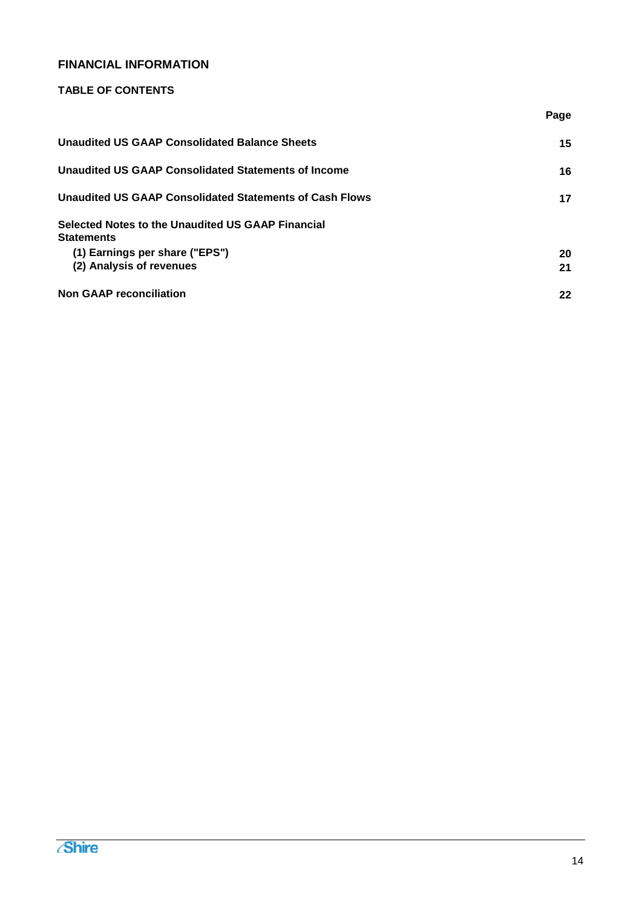## FINANCIAL INFORMATION

### TABLE OF CONTENTS

| | Page |
|---|---|
| **Unaudited US GAAP Consolidated Balance Sheets** | **15** |
| **Unaudited US GAAP Consolidated Statements of Income** | **16** |
| **Unaudited US GAAP Consolidated Statements of Cash Flows** | **17** |
| **Selected Notes to the Unaudited US GAAP Financial Statements** | |
| **(1) Earnings per share ("EPS")** | **20** |
| **(2) Analysis of revenues** | **21** |
| **Non GAAP reconciliation** | **22** |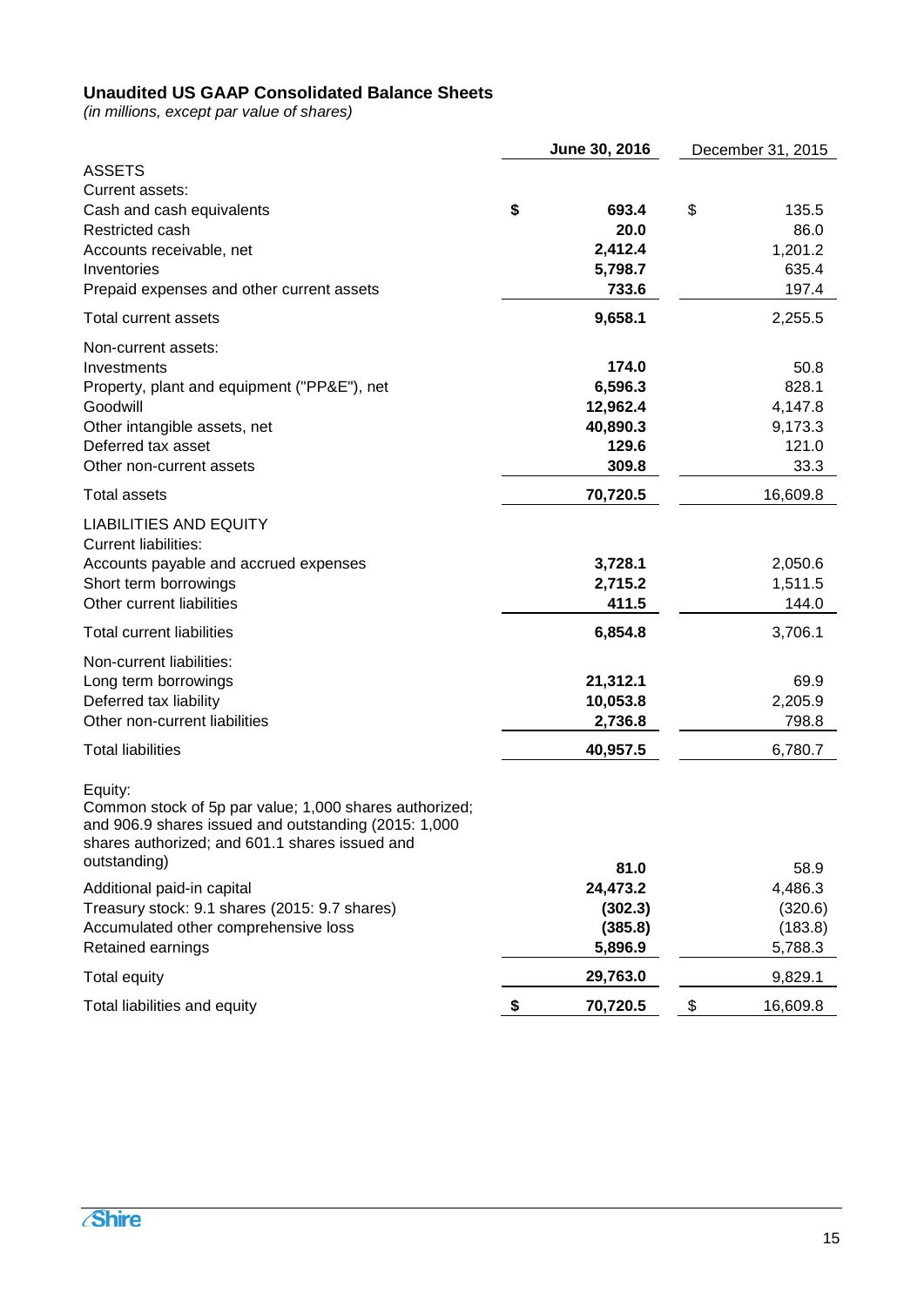**Unaudited US GAAP Consolidated Balance Sheets**
*(in millions, except par value of shares)*

| | June 30, 2016 | December 31, 2015 |
|---|---|---|
| ASSETS | | |
| Current assets: | | |
| Cash and cash equivalents | **$ 693.4** | $ 135.5 |
| Restricted cash | **20.0** | 86.0 |
| Accounts receivable, net | **2,412.4** | 1,201.2 |
| Inventories | **5,798.7** | 635.4 |
| Prepaid expenses and other current assets | **733.6** | 197.4 |
| Total current assets | **9,658.1** | 2,255.5 |
| Non-current assets: | | |
| Investments | **174.0** | 50.8 |
| Property, plant and equipment ("PP&E"), net | **6,596.3** | 828.1 |
| Goodwill | **12,962.4** | 4,147.8 |
| Other intangible assets, net | **40,890.3** | 9,173.3 |
| Deferred tax asset | **129.6** | 121.0 |
| Other non-current assets | **309.8** | 33.3 |
| Total assets | **70,720.5** | 16,609.8 |
| LIABILITIES AND EQUITY | | |
| Current liabilities: | | |
| Accounts payable and accrued expenses | **3,728.1** | 2,050.6 |
| Short term borrowings | **2,715.2** | 1,511.5 |
| Other current liabilities | **411.5** | 144.0 |
| Total current liabilities | **6,854.8** | 3,706.1 |
| Non-current liabilities: | | |
| Long term borrowings | **21,312.1** | 69.9 |
| Deferred tax liability | **10,053.8** | 2,205.9 |
| Other non-current liabilities | **2,736.8** | 798.8 |
| Total liabilities | **40,957.5** | 6,780.7 |
| Equity: | | |
| Common stock of 5p par value; 1,000 shares authorized; and 906.9 shares issued and outstanding (2015: 1,000 shares authorized; and 601.1 shares issued and outstanding) | **81.0** | 58.9 |
| Additional paid-in capital | **24,473.2** | 4,486.3 |
| Treasury stock: 9.1 shares (2015: 9.7 shares) | **(302.3)** | (320.6) |
| Accumulated other comprehensive loss | **(385.8)** | (183.8) |
| Retained earnings | **5,896.9** | 5,788.3 |
| Total equity | **29,763.0** | 9,829.1 |
| Total liabilities and equity | **$ 70,720.5** | $ 16,609.8 |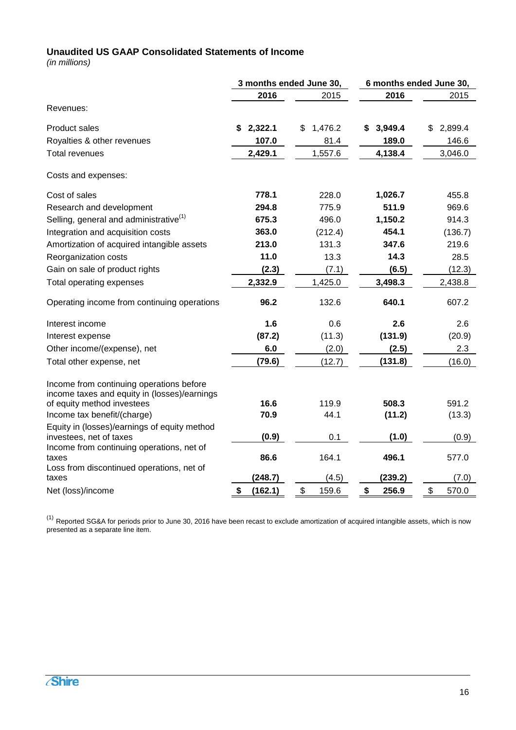## Unaudited US GAAP Consolidated Statements of Income

*(in millions)*

| | 3 months ended June 30, | | 6 months ended June 30, | |
|---|---|---|---|---|
| | **2016** | 2015 | **2016** | 2015 |
| Revenues: | | | | |
| Product sales | **$ 2,322.1** | $ 1,476.2 | **$ 3,949.4** | $ 2,899.4 |
| Royalties & other revenues | **107.0** | 81.4 | **189.0** | 146.6 |
| Total revenues | **2,429.1** | 1,557.6 | **4,138.4** | 3,046.0 |
| Costs and expenses: | | | | |
| Cost of sales | **778.1** | 228.0 | **1,026.7** | 455.8 |
| Research and development | **294.8** | 775.9 | **511.9** | 969.6 |
| Selling, general and administrative[(1)] | **675.3** | 496.0 | **1,150.2** | 914.3 |
| Integration and acquisition costs | **363.0** | (212.4) | **454.1** | (136.7) |
| Amortization of acquired intangible assets | **213.0** | 131.3 | **347.6** | 219.6 |
| Reorganization costs | **11.0** | 13.3 | **14.3** | 28.5 |
| Gain on sale of product rights | **(2.3)** | (7.1) | **(6.5)** | (12.3) |
| Total operating expenses | **2,332.9** | 1,425.0 | **3,498.3** | 2,438.8 |
| Operating income from continuing operations | **96.2** | 132.6 | **640.1** | 607.2 |
| Interest income | **1.6** | 0.6 | **2.6** | 2.6 |
| Interest expense | **(87.2)** | (11.3) | **(131.9)** | (20.9) |
| Other income/(expense), net | **6.0** | (2.0) | **(2.5)** | 2.3 |
| Total other expense, net | **(79.6)** | (12.7) | **(131.8)** | (16.0) |
| Income from continuing operations before income taxes and equity in (losses)/earnings of equity method investees | **16.6** | 119.9 | **508.3** | 591.2 |
| Income tax benefit/(charge) | **70.9** | 44.1 | **(11.2)** | (13.3) |
| Equity in (losses)/earnings of equity method investees, net of taxes | **(0.9)** | 0.1 | **(1.0)** | (0.9) |
| Income from continuing operations, net of taxes | **86.6** | 164.1 | **496.1** | 577.0 |
| Loss from discontinued operations, net of taxes | **(248.7)** | (4.5) | **(239.2)** | (7.0) |
| Net (loss)/income | **$ (162.1)** | $ 159.6 | **$ 256.9** | $ 570.0 |

[(1)] Reported SG&A for periods prior to June 30, 2016 have been recast to exclude amortization of acquired intangible assets, which is now presented as a separate line item.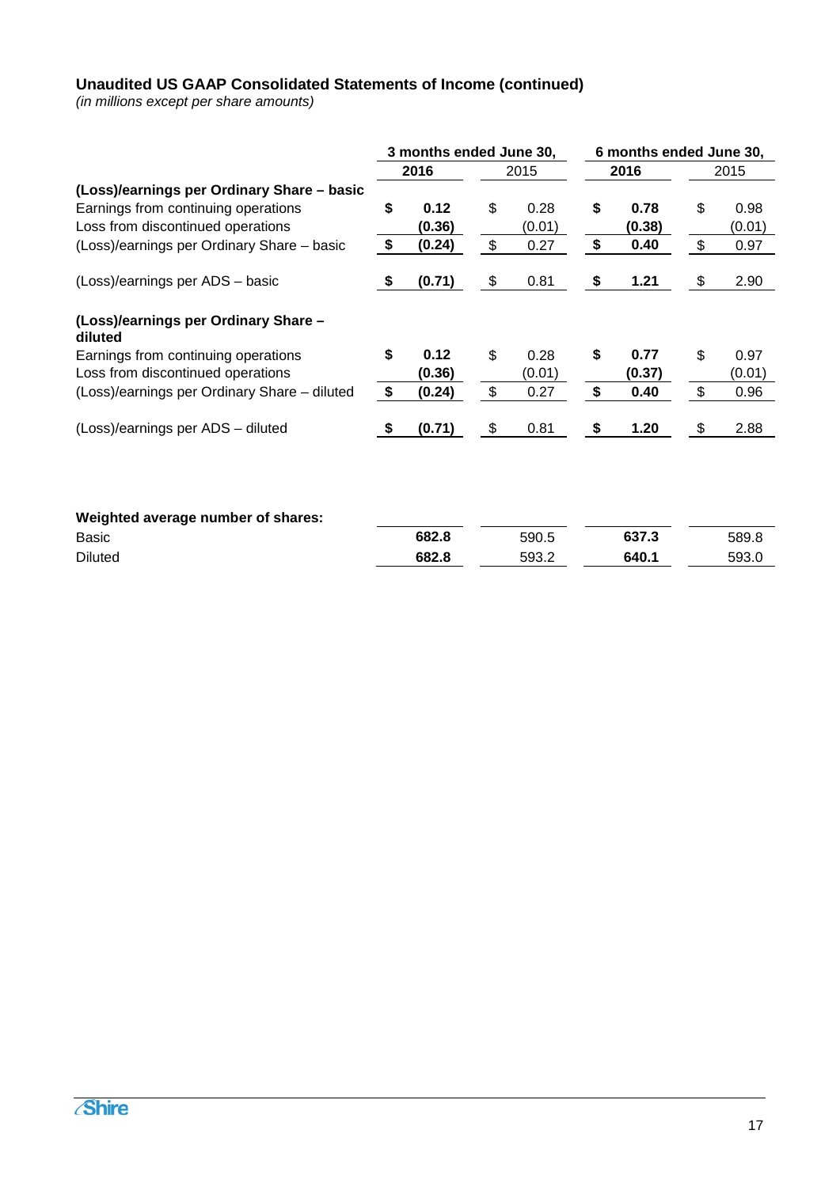### Unaudited US GAAP Consolidated Statements of Income (continued)
*(in millions except per share amounts)*

| | 3 months ended June 30, | | 6 months ended June 30, | |
|---|---|---|---|---|
| | **2016** | 2015 | **2016** | 2015 |
| **(Loss)/earnings per Ordinary Share – basic** | | | | |
| Earnings from continuing operations | **$ 0.12** | $ 0.28 | **$ 0.78** | $ 0.98 |
| Loss from discontinued operations | **(0.36)** | (0.01) | **(0.38)** | (0.01) |
| (Loss)/earnings per Ordinary Share – basic | **$ (0.24)** | $ 0.27 | **$ 0.40** | $ 0.97 |
| (Loss)/earnings per ADS – basic | **$ (0.71)** | $ 0.81 | **$ 1.21** | $ 2.90 |
| **(Loss)/earnings per Ordinary Share – diluted** | | | | |
| Earnings from continuing operations | **$ 0.12** | $ 0.28 | **$ 0.77** | $ 0.97 |
| Loss from discontinued operations | **(0.36)** | (0.01) | **(0.37)** | (0.01) |
| (Loss)/earnings per Ordinary Share – diluted | **$ (0.24)** | $ 0.27 | **$ 0.40** | $ 0.96 |
| (Loss)/earnings per ADS – diluted | **$ (0.71)** | $ 0.81 | **$ 1.20** | $ 2.88 |

| **Weighted average number of shares:** | | | | |
|---|---|---|---|---|
| Basic | **682.8** | 590.5 | **637.3** | 589.8 |
| Diluted | **682.8** | 593.2 | **640.1** | 593.0 |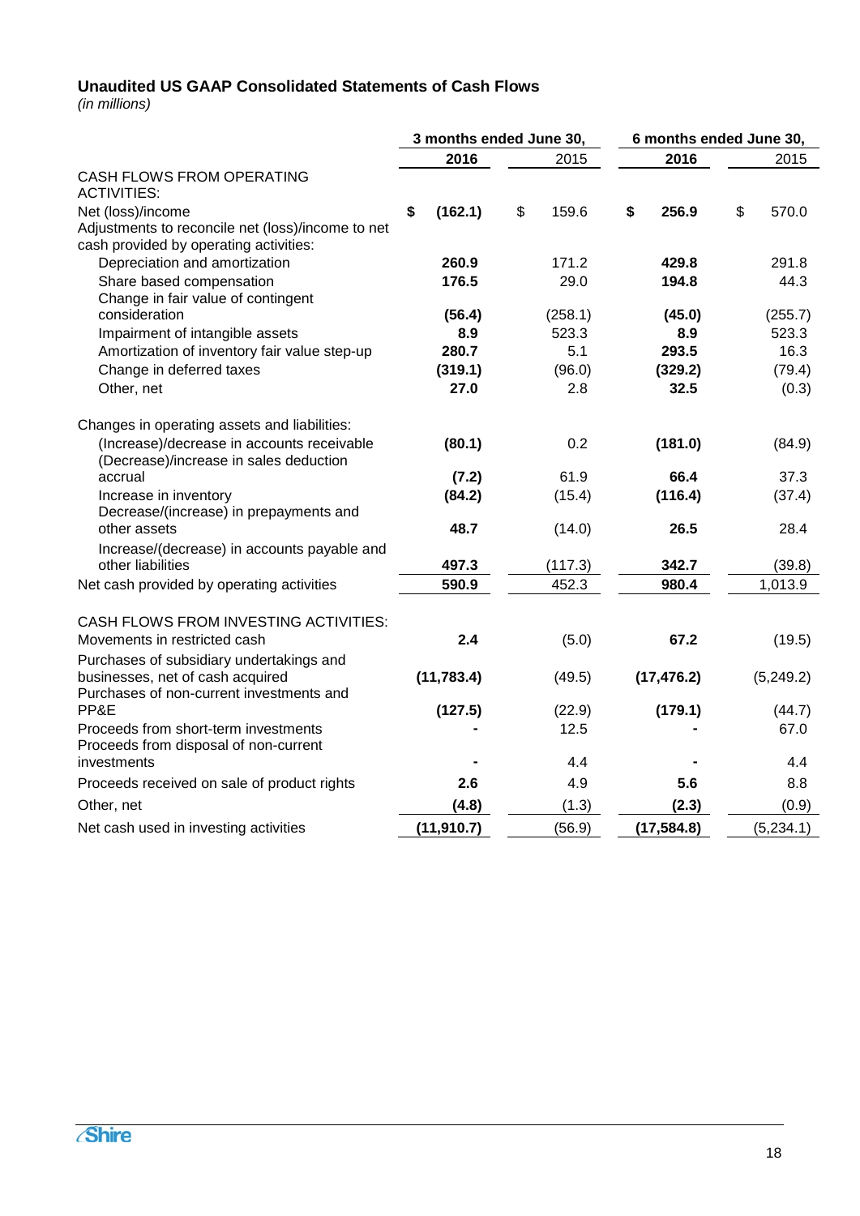### Unaudited US GAAP Consolidated Statements of Cash Flows

*(in millions)*

| | 3 months ended June 30, | | 6 months ended June 30, | |
|---|---|---|---|---|
| | **2016** | 2015 | **2016** | 2015 |
| CASH FLOWS FROM OPERATING ACTIVITIES: | | | | |
| Net (loss)/income | **$ (162.1)** | $ 159.6 | **$ 256.9** | $ 570.0 |
| Adjustments to reconcile net (loss)/income to net cash provided by operating activities: | | | | |
| Depreciation and amortization | **260.9** | 171.2 | **429.8** | 291.8 |
| Share based compensation | **176.5** | 29.0 | **194.8** | 44.3 |
| Change in fair value of contingent consideration | **(56.4)** | (258.1) | **(45.0)** | (255.7) |
| Impairment of intangible assets | **8.9** | 523.3 | **8.9** | 523.3 |
| Amortization of inventory fair value step-up | **280.7** | 5.1 | **293.5** | 16.3 |
| Change in deferred taxes | **(319.1)** | (96.0) | **(329.2)** | (79.4) |
| Other, net | **27.0** | 2.8 | **32.5** | (0.3) |
| Changes in operating assets and liabilities: | | | | |
| (Increase)/decrease in accounts receivable | **(80.1)** | 0.2 | **(181.0)** | (84.9) |
| (Decrease)/increase in sales deduction accrual | **(7.2)** | 61.9 | **66.4** | 37.3 |
| Increase in inventory | **(84.2)** | (15.4) | **(116.4)** | (37.4) |
| Decrease/(increase) in prepayments and other assets | **48.7** | (14.0) | **26.5** | 28.4 |
| Increase/(decrease) in accounts payable and other liabilities | **497.3** | (117.3) | **342.7** | (39.8) |
| Net cash provided by operating activities | **590.9** | 452.3 | **980.4** | 1,013.9 |
| CASH FLOWS FROM INVESTING ACTIVITIES: | | | | |
| Movements in restricted cash | **2.4** | (5.0) | **67.2** | (19.5) |
| Purchases of subsidiary undertakings and businesses, net of cash acquired | **(11,783.4)** | (49.5) | **(17,476.2)** | (5,249.2) |
| Purchases of non-current investments and PP&E | **(127.5)** | (22.9) | **(179.1)** | (44.7) |
| Proceeds from short-term investments | **-** | 12.5 | **-** | 67.0 |
| Proceeds from disposal of non-current investments | **-** | 4.4 | **-** | 4.4 |
| Proceeds received on sale of product rights | **2.6** | 4.9 | **5.6** | 8.8 |
| Other, net | **(4.8)** | (1.3) | **(2.3)** | (0.9) |
| Net cash used in investing activities | **(11,910.7)** | (56.9) | **(17,584.8)** | (5,234.1) |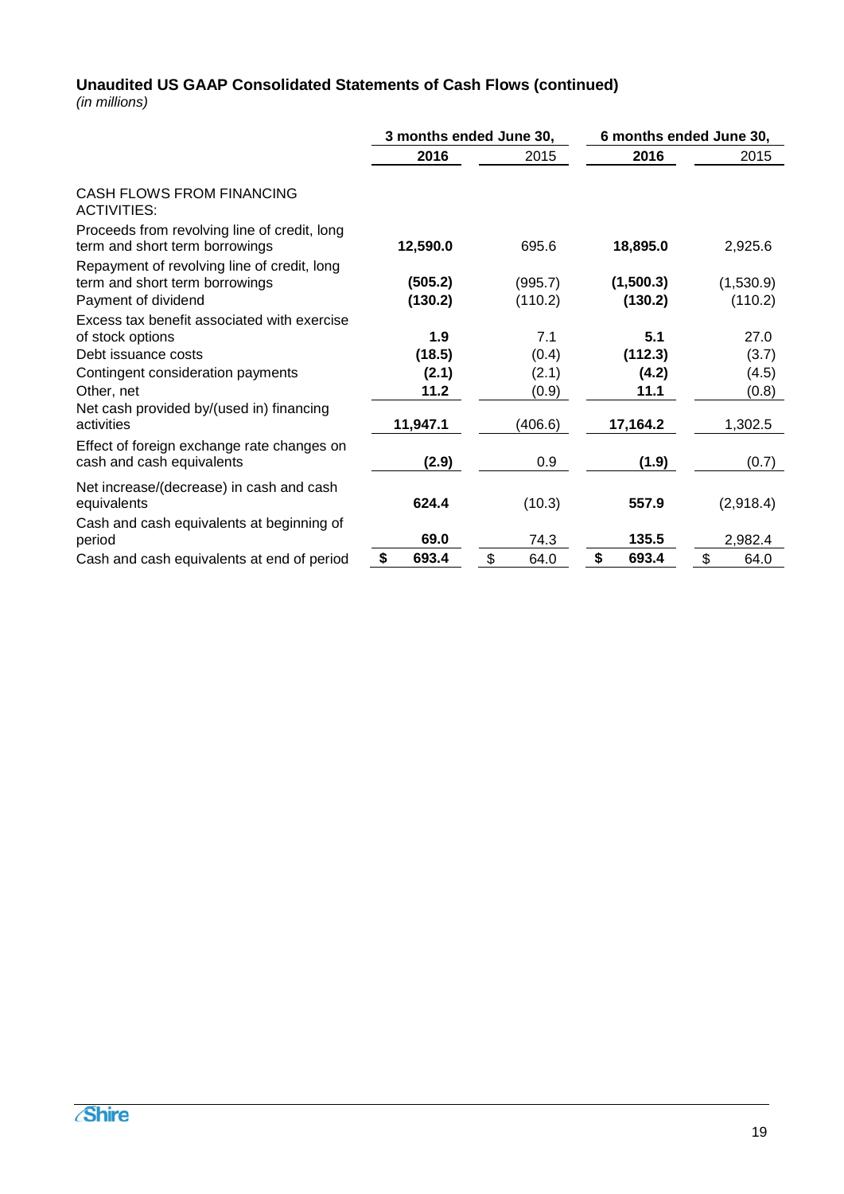### Unaudited US GAAP Consolidated Statements of Cash Flows (continued)

*(in millions)*

| | 3 months ended June 30, | | 6 months ended June 30, | |
|---|---|---|---|---|
| | **2016** | 2015 | **2016** | 2015 |
| CASH FLOWS FROM FINANCING ACTIVITIES: | | | | |
| Proceeds from revolving line of credit, long term and short term borrowings | **12,590.0** | 695.6 | **18,895.0** | 2,925.6 |
| Repayment of revolving line of credit, long term and short term borrowings | **(505.2)** | (995.7) | **(1,500.3)** | (1,530.9) |
| Payment of dividend | **(130.2)** | (110.2) | **(130.2)** | (110.2) |
| Excess tax benefit associated with exercise of stock options | **1.9** | 7.1 | **5.1** | 27.0 |
| Debt issuance costs | **(18.5)** | (0.4) | **(112.3)** | (3.7) |
| Contingent consideration payments | **(2.1)** | (2.1) | **(4.2)** | (4.5) |
| Other, net | **11.2** | (0.9) | **11.1** | (0.8) |
| Net cash provided by/(used in) financing activities | **11,947.1** | (406.6) | **17,164.2** | 1,302.5 |
| Effect of foreign exchange rate changes on cash and cash equivalents | **(2.9)** | 0.9 | **(1.9)** | (0.7) |
| Net increase/(decrease) in cash and cash equivalents | **624.4** | (10.3) | **557.9** | (2,918.4) |
| Cash and cash equivalents at beginning of period | **69.0** | 74.3 | **135.5** | 2,982.4 |
| Cash and cash equivalents at end of period | **$ 693.4** | $ 64.0 | **$ 693.4** | $ 64.0 |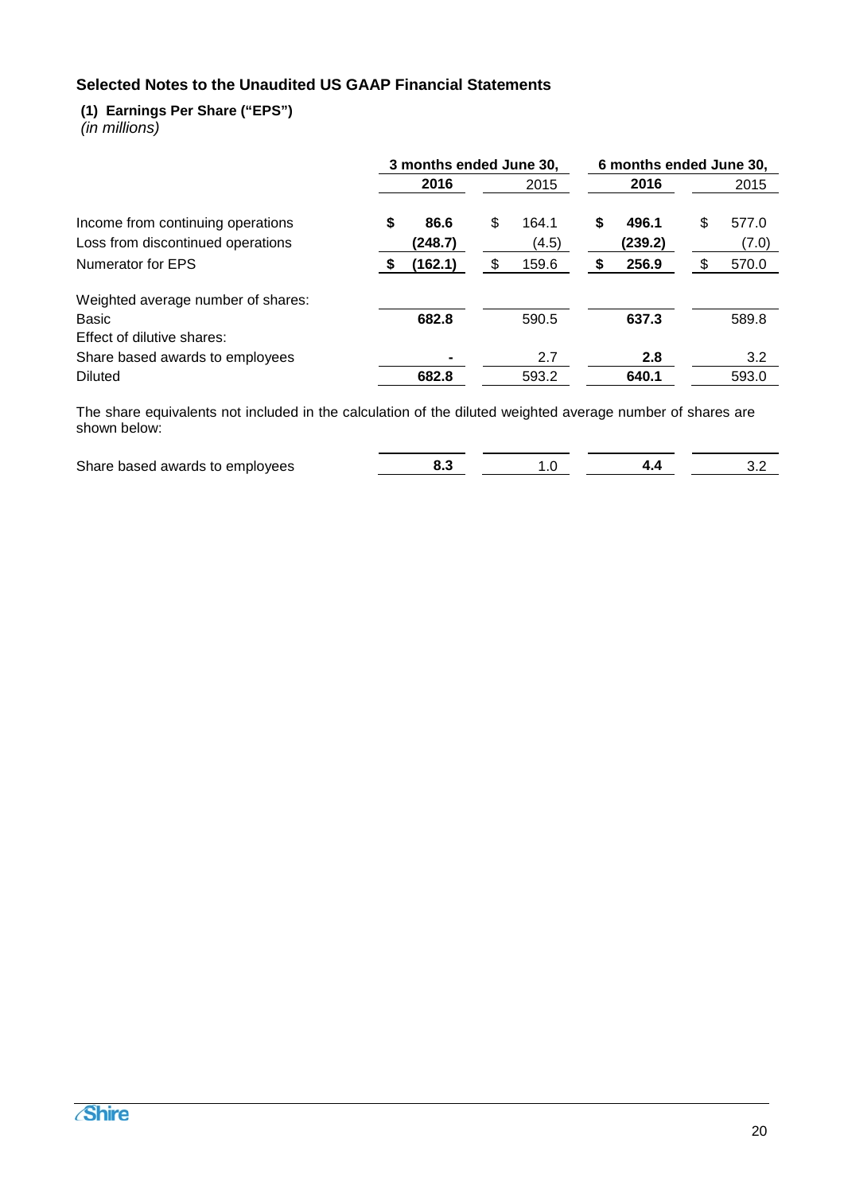## Selected Notes to the Unaudited US GAAP Financial Statements

### (1) Earnings Per Share ("EPS")

*(in millions)*

| | 3 months ended June 30, | | 6 months ended June 30, | |
|---|---|---|---|---|
| | **2016** | 2015 | **2016** | 2015 |
| Income from continuing operations | **$ 86.6** | $ 164.1 | **$ 496.1** | $ 577.0 |
| Loss from discontinued operations | **(248.7)** | (4.5) | **(239.2)** | (7.0) |
| Numerator for EPS | **$ (162.1)** | $ 159.6 | **$ 256.9** | $ 570.0 |
| Weighted average number of shares: | | | | |
| Basic | **682.8** | 590.5 | **637.3** | 589.8 |
| Effect of dilutive shares: | | | | |
| Share based awards to employees | **-** | 2.7 | **2.8** | 3.2 |
| Diluted | **682.8** | 593.2 | **640.1** | 593.0 |

The share equivalents not included in the calculation of the diluted weighted average number of shares are shown below:

| | 3 months ended June 30, 2016 | 3 months ended June 30, 2015 | 6 months ended June 30, 2016 | 6 months ended June 30, 2015 |
|---|---|---|---|---|
| Share based awards to employees | **8.3** | 1.0 | **4.4** | 3.2 |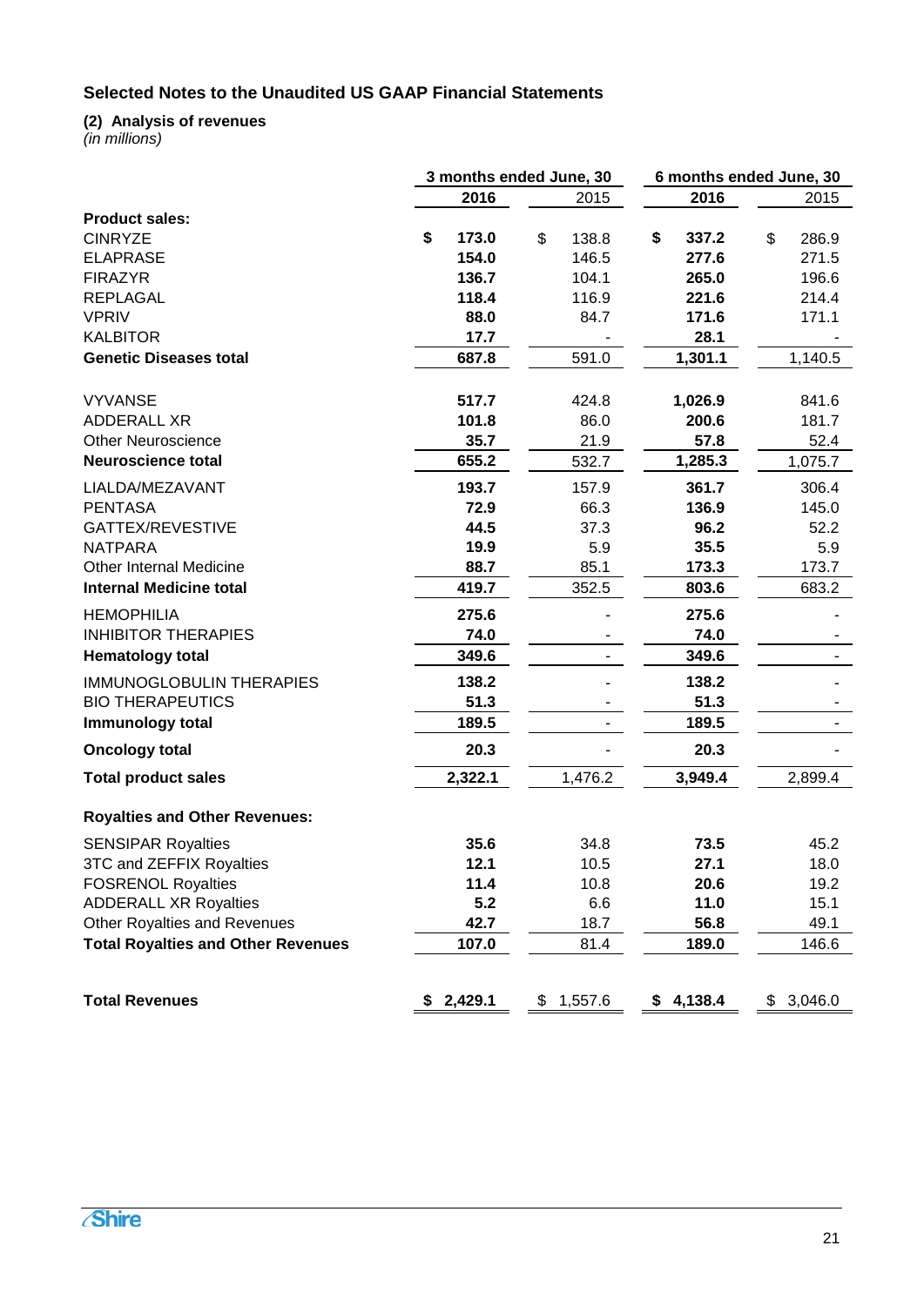## Selected Notes to the Unaudited US GAAP Financial Statements

### (2) Analysis of revenues

*(in millions)*

| | 3 months ended June, 30 | | 6 months ended June, 30 | |
|---|---|---|---|---|
| | **2016** | 2015 | **2016** | 2015 |
| **Product sales:** | | | | |
| CINRYZE | **$ 173.0** | $ 138.8 | **$ 337.2** | $ 286.9 |
| ELAPRASE | **154.0** | 146.5 | **277.6** | 271.5 |
| FIRAZYR | **136.7** | 104.1 | **265.0** | 196.6 |
| REPLAGAL | **118.4** | 116.9 | **221.6** | 214.4 |
| VPRIV | **88.0** | 84.7 | **171.6** | 171.1 |
| KALBITOR | **17.7** | - | **28.1** | - |
| **Genetic Diseases total** | **687.8** | 591.0 | **1,301.1** | 1,140.5 |
| VYVANSE | **517.7** | 424.8 | **1,026.9** | 841.6 |
| ADDERALL XR | **101.8** | 86.0 | **200.6** | 181.7 |
| Other Neuroscience | **35.7** | 21.9 | **57.8** | 52.4 |
| **Neuroscience total** | **655.2** | 532.7 | **1,285.3** | 1,075.7 |
| LIALDA/MEZAVANT | **193.7** | 157.9 | **361.7** | 306.4 |
| PENTASA | **72.9** | 66.3 | **136.9** | 145.0 |
| GATTEX/REVESTIVE | **44.5** | 37.3 | **96.2** | 52.2 |
| NATPARA | **19.9** | 5.9 | **35.5** | 5.9 |
| Other Internal Medicine | **88.7** | 85.1 | **173.3** | 173.7 |
| **Internal Medicine total** | **419.7** | 352.5 | **803.6** | 683.2 |
| HEMOPHILIA | **275.6** | - | **275.6** | - |
| INHIBITOR THERAPIES | **74.0** | - | **74.0** | - |
| **Hematology total** | **349.6** | - | **349.6** | - |
| IMMUNOGLOBULIN THERAPIES | **138.2** | - | **138.2** | - |
| BIO THERAPEUTICS | **51.3** | - | **51.3** | - |
| **Immunology total** | **189.5** | - | **189.5** | - |
| **Oncology total** | **20.3** | - | **20.3** | - |
| **Total product sales** | **2,322.1** | 1,476.2 | **3,949.4** | 2,899.4 |
| **Royalties and Other Revenues:** | | | | |
| SENSIPAR Royalties | **35.6** | 34.8 | **73.5** | 45.2 |
| 3TC and ZEFFIX Royalties | **12.1** | 10.5 | **27.1** | 18.0 |
| FOSRENOL Royalties | **11.4** | 10.8 | **20.6** | 19.2 |
| ADDERALL XR Royalties | **5.2** | 6.6 | **11.0** | 15.1 |
| Other Royalties and Revenues | **42.7** | 18.7 | **56.8** | 49.1 |
| **Total Royalties and Other Revenues** | **107.0** | 81.4 | **189.0** | 146.6 |
| **Total Revenues** | **$ 2,429.1** | $ 1,557.6 | **$ 4,138.4** | $ 3,046.0 |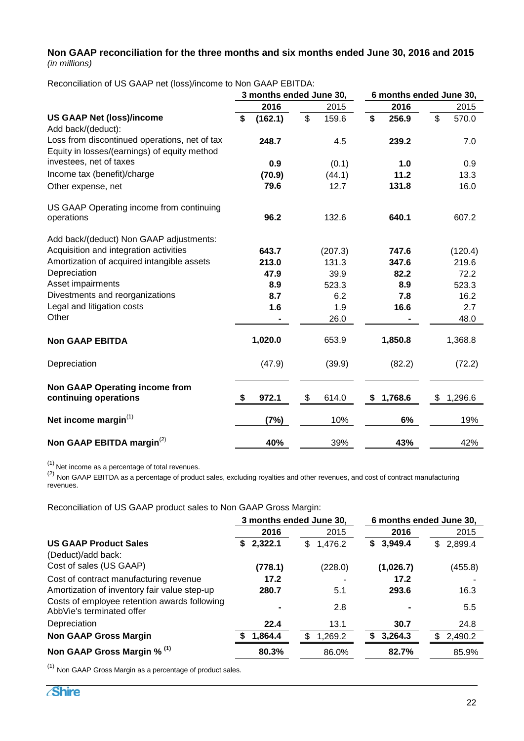**Non GAAP reconciliation for the three months and six months ended June 30, 2016 and 2015**
*(in millions)*

Reconciliation of US GAAP net (loss)/income to Non GAAP EBITDA:

| | 3 months ended June 30, | | 6 months ended June 30, | |
|---|---|---|---|---|
| | **2016** | 2015 | **2016** | 2015 |
| **US GAAP Net (loss)/income** | **$ (162.1)** | $ 159.6 | **$ 256.9** | $ 570.0 |
| Add back/(deduct): | | | | |
| Loss from discontinued operations, net of tax | **248.7** | 4.5 | **239.2** | 7.0 |
| Equity in losses/(earnings) of equity method investees, net of taxes | **0.9** | (0.1) | **1.0** | 0.9 |
| Income tax (benefit)/charge | **(70.9)** | (44.1) | **11.2** | 13.3 |
| Other expense, net | **79.6** | 12.7 | **131.8** | 16.0 |
| US GAAP Operating income from continuing operations | **96.2** | 132.6 | **640.1** | 607.2 |
| Add back/(deduct) Non GAAP adjustments: | | | | |
| Acquisition and integration activities | **643.7** | (207.3) | **747.6** | (120.4) |
| Amortization of acquired intangible assets | **213.0** | 131.3 | **347.6** | 219.6 |
| Depreciation | **47.9** | 39.9 | **82.2** | 72.2 |
| Asset impairments | **8.9** | 523.3 | **8.9** | 523.3 |
| Divestments and reorganizations | **8.7** | 6.2 | **7.8** | 16.2 |
| Legal and litigation costs | **1.6** | 1.9 | **16.6** | 2.7 |
| Other | **-** | 26.0 | **-** | 48.0 |
| **Non GAAP EBITDA** | **1,020.0** | 653.9 | **1,850.8** | 1,368.8 |
| Depreciation | (47.9) | (39.9) | (82.2) | (72.2) |
| **Non GAAP Operating income from continuing operations** | **$ 972.1** | $ 614.0 | **$ 1,768.6** | $ 1,296.6 |
| **Net income margin**[1] | **(7%)** | 10% | **6%** | 19% |
| **Non GAAP EBITDA margin**[2] | **40%** | 39% | **43%** | 42% |

[1] Net income as a percentage of total revenues.
[2] Non GAAP EBITDA as a percentage of product sales, excluding royalties and other revenues, and cost of contract manufacturing revenues.

Reconciliation of US GAAP product sales to Non GAAP Gross Margin:

| | 3 months ended June 30, | | 6 months ended June 30, | |
|---|---|---|---|---|
| | **2016** | 2015 | **2016** | 2015 |
| **US GAAP Product Sales** | **$ 2,322.1** | $ 1,476.2 | **$ 3,949.4** | $ 2,899.4 |
| (Deduct)/add back: | | | | |
| Cost of sales (US GAAP) | **(778.1)** | (228.0) | **(1,026.7)** | (455.8) |
| Cost of contract manufacturing revenue | **17.2** | - | **17.2** | - |
| Amortization of inventory fair value step-up | **280.7** | 5.1 | **293.6** | 16.3 |
| Costs of employee retention awards following AbbVie's terminated offer | **-** | 2.8 | **-** | 5.5 |
| Depreciation | **22.4** | 13.1 | **30.7** | 24.8 |
| **Non GAAP Gross Margin** | **$ 1,864.4** | $ 1,269.2 | **$ 3,264.3** | $ 2,490.2 |
| **Non GAAP Gross Margin %** [1] | **80.3%** | 86.0% | **82.7%** | 85.9% |

[1] Non GAAP Gross Margin as a percentage of product sales.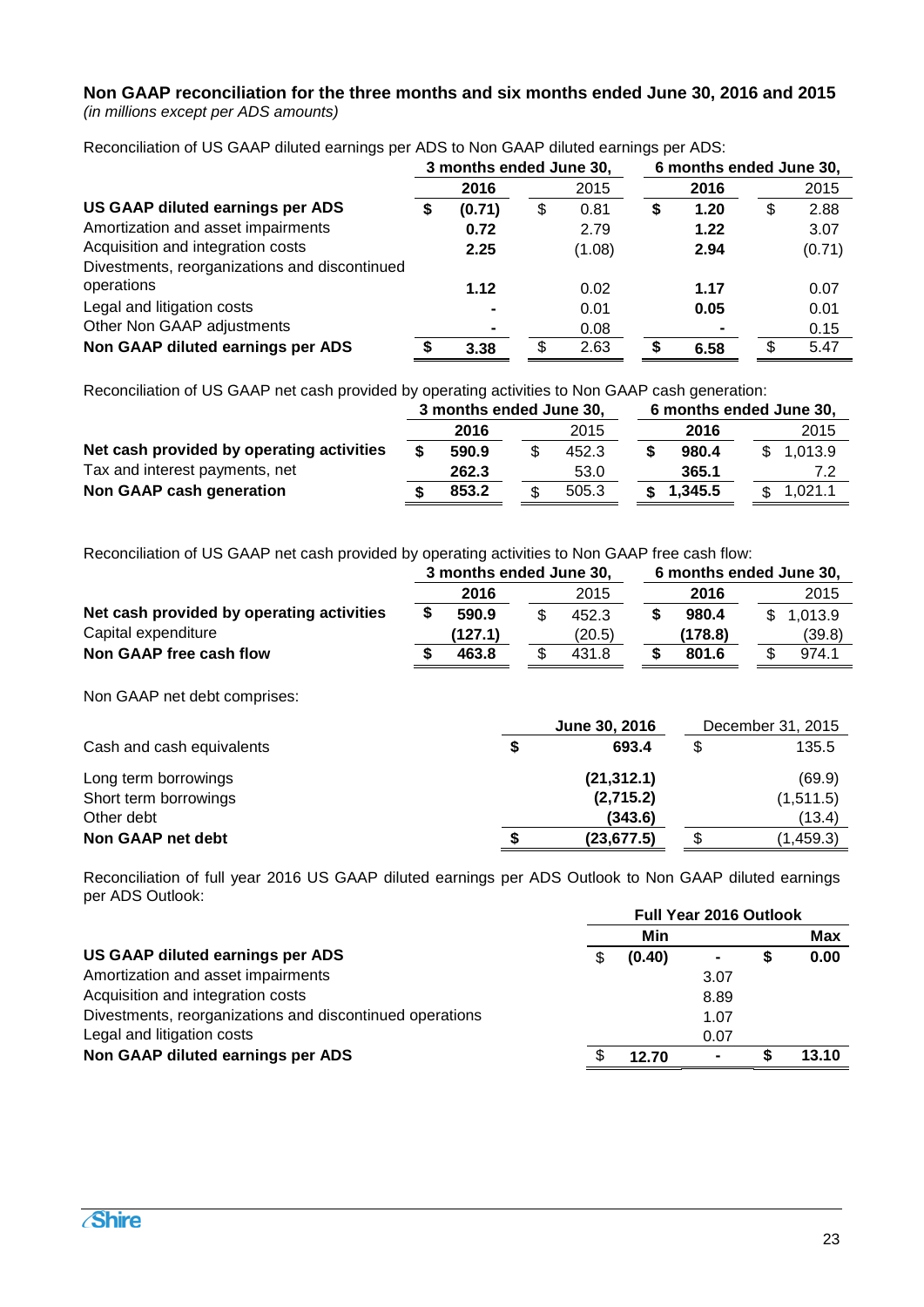## Non GAAP reconciliation for the three months and six months ended June 30, 2016 and 2015

*(in millions except per ADS amounts)*

Reconciliation of US GAAP diluted earnings per ADS to Non GAAP diluted earnings per ADS:

| | 3 months ended June 30, | | 6 months ended June 30, | |
|---|---|---|---|---|
| | **2016** | 2015 | **2016** | 2015 |
| **US GAAP diluted earnings per ADS** | **$ (0.71)** | $ 0.81 | **$ 1.20** | $ 2.88 |
| Amortization and asset impairments | **0.72** | 2.79 | **1.22** | 3.07 |
| Acquisition and integration costs | **2.25** | (1.08) | **2.94** | (0.71) |
| Divestments, reorganizations and discontinued operations | **1.12** | 0.02 | **1.17** | 0.07 |
| Legal and litigation costs | **-** | 0.01 | **0.05** | 0.01 |
| Other Non GAAP adjustments | **-** | 0.08 | **-** | 0.15 |
| **Non GAAP diluted earnings per ADS** | **$ 3.38** | $ 2.63 | **$ 6.58** | $ 5.47 |

Reconciliation of US GAAP net cash provided by operating activities to Non GAAP cash generation:

| | 3 months ended June 30, | | 6 months ended June 30, | |
|---|---|---|---|---|
| | **2016** | 2015 | **2016** | 2015 |
| **Net cash provided by operating activities** | **$ 590.9** | $ 452.3 | **$ 980.4** | $ 1,013.9 |
| Tax and interest payments, net | **262.3** | 53.0 | **365.1** | 7.2 |
| **Non GAAP cash generation** | **$ 853.2** | $ 505.3 | **$ 1,345.5** | $ 1,021.1 |

Reconciliation of US GAAP net cash provided by operating activities to Non GAAP free cash flow:

| | 3 months ended June 30, | | 6 months ended June 30, | |
|---|---|---|---|---|
| | **2016** | 2015 | **2016** | 2015 |
| **Net cash provided by operating activities** | **$ 590.9** | $ 452.3 | **$ 980.4** | $ 1,013.9 |
| Capital expenditure | **(127.1)** | (20.5) | **(178.8)** | (39.8) |
| **Non GAAP free cash flow** | **$ 463.8** | $ 431.8 | **$ 801.6** | $ 974.1 |

Non GAAP net debt comprises:

| | **June 30, 2016** | December 31, 2015 |
|---|---|---|
| Cash and cash equivalents | **$ 693.4** | $ 135.5 |
| Long term borrowings | **(21,312.1)** | (69.9) |
| Short term borrowings | **(2,715.2)** | (1,511.5) |
| Other debt | **(343.6)** | (13.4) |
| **Non GAAP net debt** | **$ (23,677.5)** | $ (1,459.3) |

Reconciliation of full year 2016 US GAAP diluted earnings per ADS Outlook to Non GAAP diluted earnings per ADS Outlook:

| | Full Year 2016 Outlook | | |
|---|---|---|---|
| | **Min** | | **Max** |
| **US GAAP diluted earnings per ADS** | $ **(0.40)** | - | **$ 0.00** |
| Amortization and asset impairments | | 3.07 | |
| Acquisition and integration costs | | 8.89 | |
| Divestments, reorganizations and discontinued operations | | 1.07 | |
| Legal and litigation costs | | 0.07 | |
| **Non GAAP diluted earnings per ADS** | $ **12.70** | - | **$ 13.10** |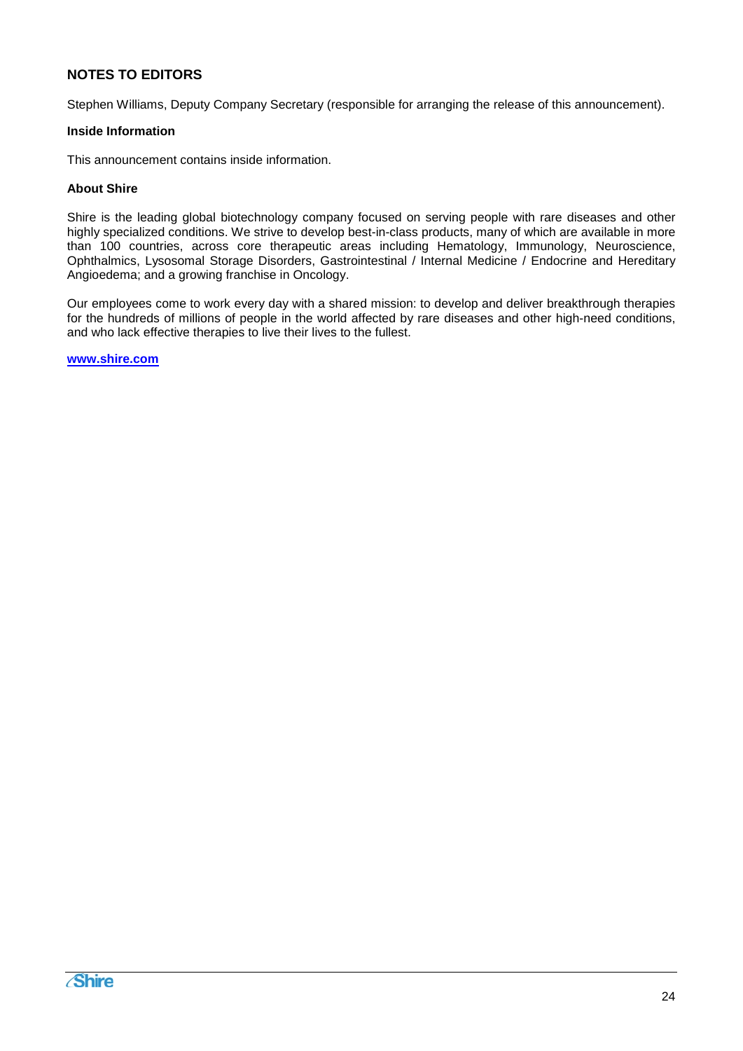## NOTES TO EDITORS

Stephen Williams, Deputy Company Secretary (responsible for arranging the release of this announcement).

### Inside Information

This announcement contains inside information.

### About Shire

Shire is the leading global biotechnology company focused on serving people with rare diseases and other highly specialized conditions. We strive to develop best-in-class products, many of which are available in more than 100 countries, across core therapeutic areas including Hematology, Immunology, Neuroscience, Ophthalmics, Lysosomal Storage Disorders, Gastrointestinal / Internal Medicine / Endocrine and Hereditary Angioedema; and a growing franchise in Oncology.

Our employees come to work every day with a shared mission: to develop and deliver breakthrough therapies for the hundreds of millions of people in the world affected by rare diseases and other high-need conditions, and who lack effective therapies to live their lives to the fullest.

**www.shire.com**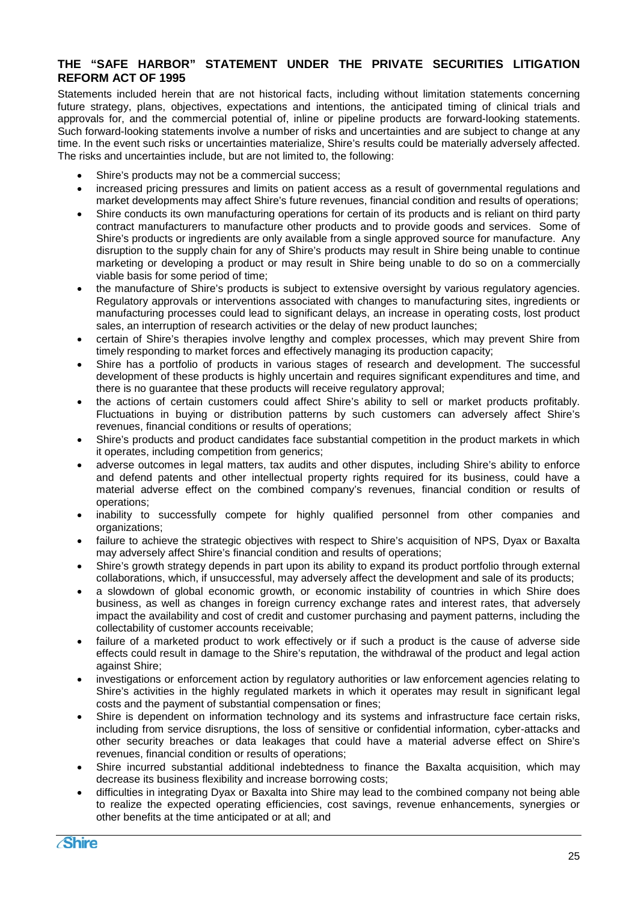## THE "SAFE HARBOR" STATEMENT UNDER THE PRIVATE SECURITIES LITIGATION REFORM ACT OF 1995

Statements included herein that are not historical facts, including without limitation statements concerning future strategy, plans, objectives, expectations and intentions, the anticipated timing of clinical trials and approvals for, and the commercial potential of, inline or pipeline products are forward-looking statements. Such forward-looking statements involve a number of risks and uncertainties and are subject to change at any time. In the event such risks or uncertainties materialize, Shire's results could be materially adversely affected. The risks and uncertainties include, but are not limited to, the following:

- Shire's products may not be a commercial success;
- increased pricing pressures and limits on patient access as a result of governmental regulations and market developments may affect Shire's future revenues, financial condition and results of operations;
- Shire conducts its own manufacturing operations for certain of its products and is reliant on third party contract manufacturers to manufacture other products and to provide goods and services. Some of Shire's products or ingredients are only available from a single approved source for manufacture. Any disruption to the supply chain for any of Shire's products may result in Shire being unable to continue marketing or developing a product or may result in Shire being unable to do so on a commercially viable basis for some period of time;
- the manufacture of Shire's products is subject to extensive oversight by various regulatory agencies. Regulatory approvals or interventions associated with changes to manufacturing sites, ingredients or manufacturing processes could lead to significant delays, an increase in operating costs, lost product sales, an interruption of research activities or the delay of new product launches;
- certain of Shire's therapies involve lengthy and complex processes, which may prevent Shire from timely responding to market forces and effectively managing its production capacity;
- Shire has a portfolio of products in various stages of research and development. The successful development of these products is highly uncertain and requires significant expenditures and time, and there is no guarantee that these products will receive regulatory approval;
- the actions of certain customers could affect Shire's ability to sell or market products profitably. Fluctuations in buying or distribution patterns by such customers can adversely affect Shire's revenues, financial conditions or results of operations;
- Shire's products and product candidates face substantial competition in the product markets in which it operates, including competition from generics;
- adverse outcomes in legal matters, tax audits and other disputes, including Shire's ability to enforce and defend patents and other intellectual property rights required for its business, could have a material adverse effect on the combined company's revenues, financial condition or results of operations;
- inability to successfully compete for highly qualified personnel from other companies and organizations;
- failure to achieve the strategic objectives with respect to Shire's acquisition of NPS, Dyax or Baxalta may adversely affect Shire's financial condition and results of operations;
- Shire's growth strategy depends in part upon its ability to expand its product portfolio through external collaborations, which, if unsuccessful, may adversely affect the development and sale of its products;
- a slowdown of global economic growth, or economic instability of countries in which Shire does business, as well as changes in foreign currency exchange rates and interest rates, that adversely impact the availability and cost of credit and customer purchasing and payment patterns, including the collectability of customer accounts receivable;
- failure of a marketed product to work effectively or if such a product is the cause of adverse side effects could result in damage to the Shire's reputation, the withdrawal of the product and legal action against Shire;
- investigations or enforcement action by regulatory authorities or law enforcement agencies relating to Shire's activities in the highly regulated markets in which it operates may result in significant legal costs and the payment of substantial compensation or fines;
- Shire is dependent on information technology and its systems and infrastructure face certain risks, including from service disruptions, the loss of sensitive or confidential information, cyber-attacks and other security breaches or data leakages that could have a material adverse effect on Shire's revenues, financial condition or results of operations;
- Shire incurred substantial additional indebtedness to finance the Baxalta acquisition, which may decrease its business flexibility and increase borrowing costs;
- difficulties in integrating Dyax or Baxalta into Shire may lead to the combined company not being able to realize the expected operating efficiencies, cost savings, revenue enhancements, synergies or other benefits at the time anticipated or at all; and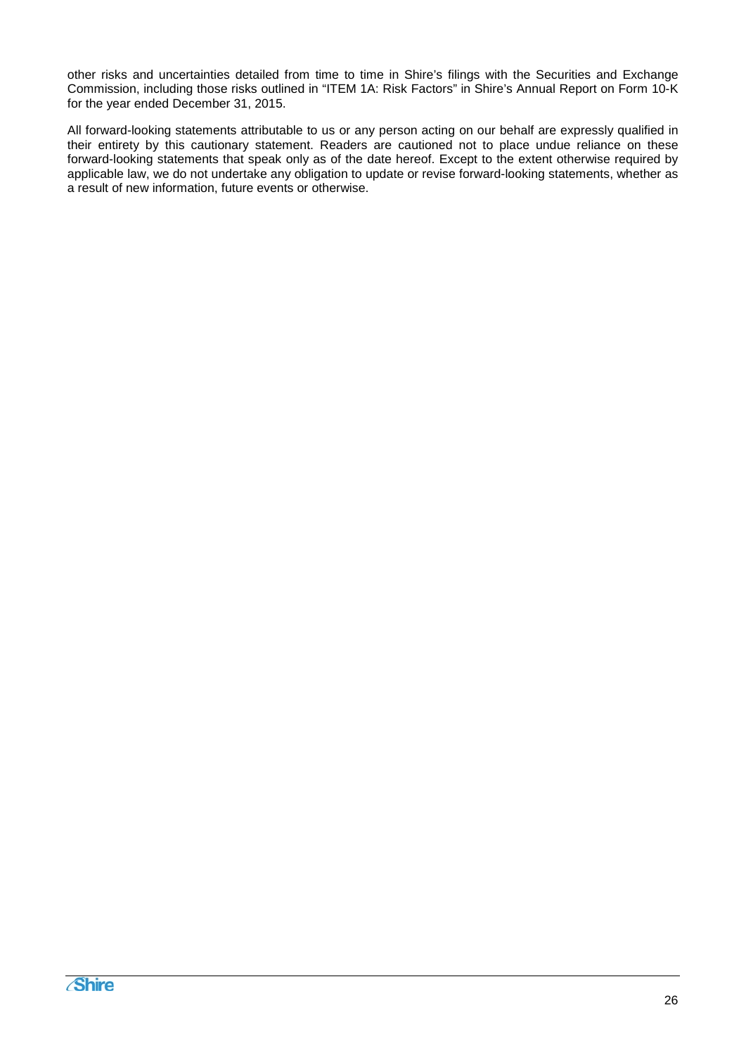other risks and uncertainties detailed from time to time in Shire's filings with the Securities and Exchange Commission, including those risks outlined in "ITEM 1A: Risk Factors" in Shire's Annual Report on Form 10-K for the year ended December 31, 2015.

All forward-looking statements attributable to us or any person acting on our behalf are expressly qualified in their entirety by this cautionary statement. Readers are cautioned not to place undue reliance on these forward-looking statements that speak only as of the date hereof. Except to the extent otherwise required by applicable law, we do not undertake any obligation to update or revise forward-looking statements, whether as a result of new information, future events or otherwise.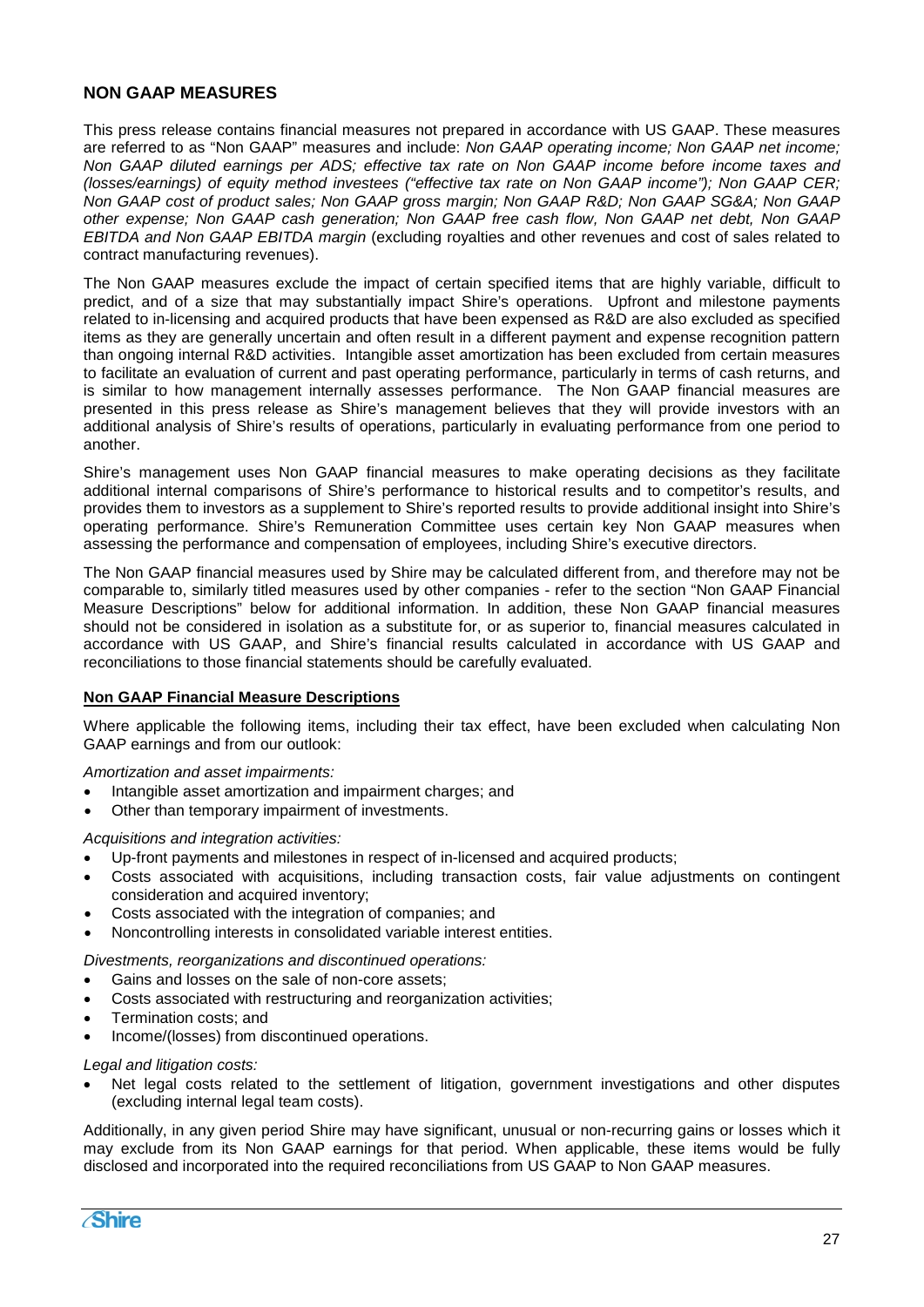## NON GAAP MEASURES

This press release contains financial measures not prepared in accordance with US GAAP. These measures are referred to as "Non GAAP" measures and include: *Non GAAP operating income; Non GAAP net income; Non GAAP diluted earnings per ADS; effective tax rate on Non GAAP income before income taxes and (losses/earnings) of equity method investees ("effective tax rate on Non GAAP income"); Non GAAP CER; Non GAAP cost of product sales; Non GAAP gross margin; Non GAAP R&D; Non GAAP SG&A; Non GAAP other expense; Non GAAP cash generation; Non GAAP free cash flow, Non GAAP net debt, Non GAAP EBITDA and Non GAAP EBITDA margin* (excluding royalties and other revenues and cost of sales related to contract manufacturing revenues).

The Non GAAP measures exclude the impact of certain specified items that are highly variable, difficult to predict, and of a size that may substantially impact Shire's operations. Upfront and milestone payments related to in-licensing and acquired products that have been expensed as R&D are also excluded as specified items as they are generally uncertain and often result in a different payment and expense recognition pattern than ongoing internal R&D activities. Intangible asset amortization has been excluded from certain measures to facilitate an evaluation of current and past operating performance, particularly in terms of cash returns, and is similar to how management internally assesses performance. The Non GAAP financial measures are presented in this press release as Shire's management believes that they will provide investors with an additional analysis of Shire's results of operations, particularly in evaluating performance from one period to another.

Shire's management uses Non GAAP financial measures to make operating decisions as they facilitate additional internal comparisons of Shire's performance to historical results and to competitor's results, and provides them to investors as a supplement to Shire's reported results to provide additional insight into Shire's operating performance. Shire's Remuneration Committee uses certain key Non GAAP measures when assessing the performance and compensation of employees, including Shire's executive directors.

The Non GAAP financial measures used by Shire may be calculated different from, and therefore may not be comparable to, similarly titled measures used by other companies - refer to the section "Non GAAP Financial Measure Descriptions" below for additional information. In addition, these Non GAAP financial measures should not be considered in isolation as a substitute for, or as superior to, financial measures calculated in accordance with US GAAP, and Shire's financial results calculated in accordance with US GAAP and reconciliations to those financial statements should be carefully evaluated.

### Non GAAP Financial Measure Descriptions

Where applicable the following items, including their tax effect, have been excluded when calculating Non GAAP earnings and from our outlook:

*Amortization and asset impairments:*

- Intangible asset amortization and impairment charges; and
- Other than temporary impairment of investments.

*Acquisitions and integration activities:*

- Up-front payments and milestones in respect of in-licensed and acquired products;
- Costs associated with acquisitions, including transaction costs, fair value adjustments on contingent consideration and acquired inventory;
- Costs associated with the integration of companies; and
- Noncontrolling interests in consolidated variable interest entities.

*Divestments, reorganizations and discontinued operations:*

- Gains and losses on the sale of non-core assets;
- Costs associated with restructuring and reorganization activities;
- Termination costs; and
- Income/(losses) from discontinued operations.

*Legal and litigation costs:*

- Net legal costs related to the settlement of litigation, government investigations and other disputes (excluding internal legal team costs).

Additionally, in any given period Shire may have significant, unusual or non-recurring gains or losses which it may exclude from its Non GAAP earnings for that period. When applicable, these items would be fully disclosed and incorporated into the required reconciliations from US GAAP to Non GAAP measures.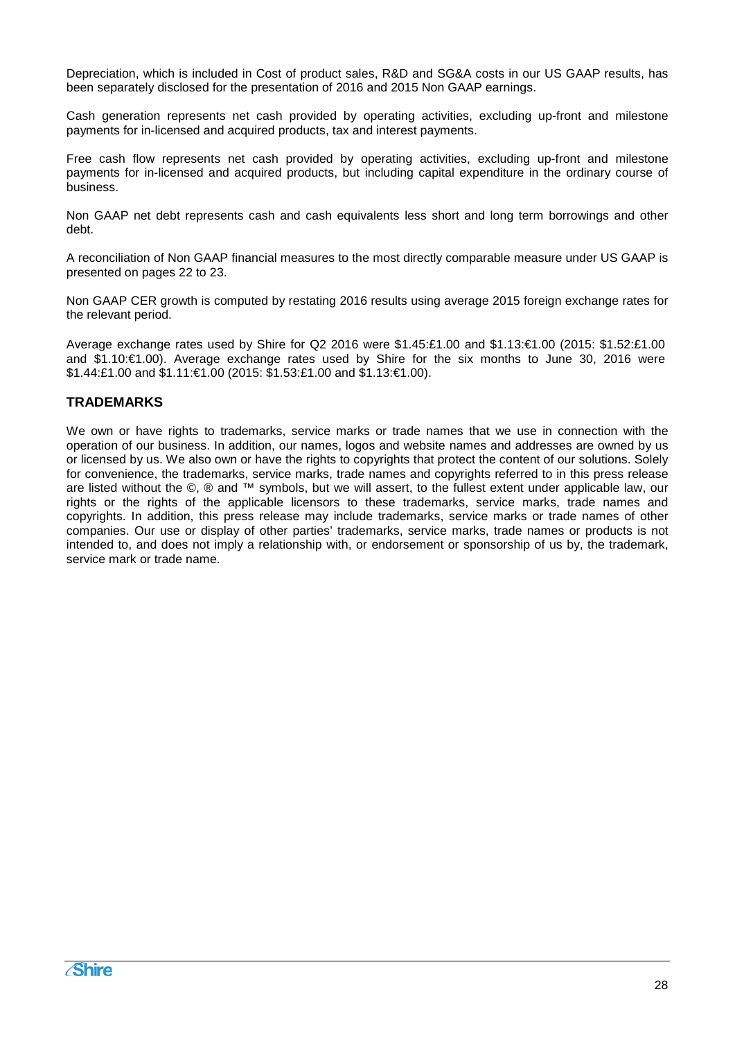Depreciation, which is included in Cost of product sales, R&D and SG&A costs in our US GAAP results, has been separately disclosed for the presentation of 2016 and 2015 Non GAAP earnings.

Cash generation represents net cash provided by operating activities, excluding up-front and milestone payments for in-licensed and acquired products, tax and interest payments.

Free cash flow represents net cash provided by operating activities, excluding up-front and milestone payments for in-licensed and acquired products, but including capital expenditure in the ordinary course of business.

Non GAAP net debt represents cash and cash equivalents less short and long term borrowings and other debt.

A reconciliation of Non GAAP financial measures to the most directly comparable measure under US GAAP is presented on pages 22 to 23.

Non GAAP CER growth is computed by restating 2016 results using average 2015 foreign exchange rates for the relevant period.

Average exchange rates used by Shire for Q2 2016 were $1.45:£1.00 and $1.13:€1.00 (2015: $1.52:£1.00 and $1.10:€1.00). Average exchange rates used by Shire for the six months to June 30, 2016 were $1.44:£1.00 and $1.11:€1.00 (2015: $1.53:£1.00 and $1.13:€1.00).

## TRADEMARKS

We own or have rights to trademarks, service marks or trade names that we use in connection with the operation of our business. In addition, our names, logos and website names and addresses are owned by us or licensed by us. We also own or have the rights to copyrights that protect the content of our solutions. Solely for convenience, the trademarks, service marks, trade names and copyrights referred to in this press release are listed without the ©, ® and ™ symbols, but we will assert, to the fullest extent under applicable law, our rights or the rights of the applicable licensors to these trademarks, service marks, trade names and copyrights. In addition, this press release may include trademarks, service marks or trade names of other companies. Our use or display of other parties' trademarks, service marks, trade names or products is not intended to, and does not imply a relationship with, or endorsement or sponsorship of us by, the trademark, service mark or trade name.